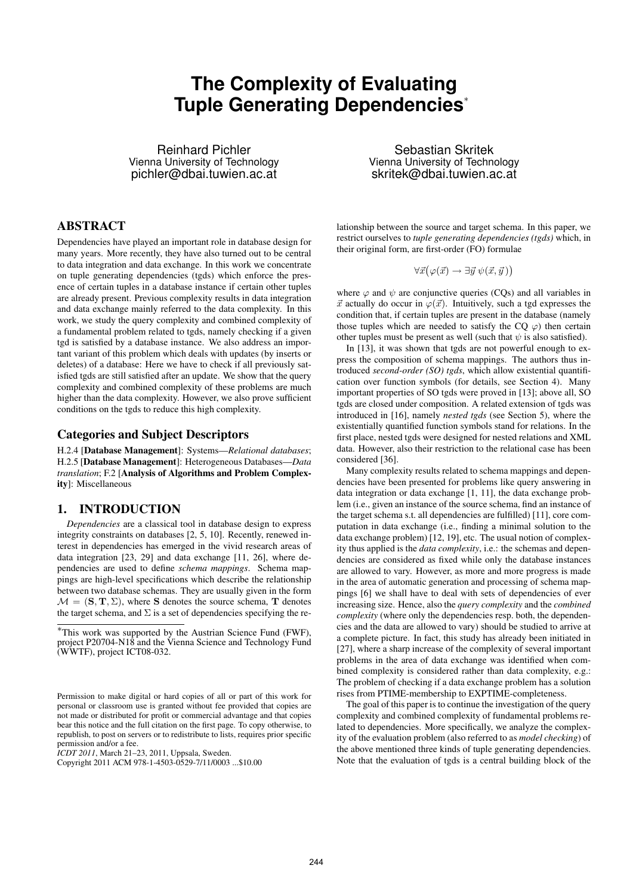# The Complexity of Evaluating Tuple Generating Dependencies*

Reinhard Pichler
Vienna University of Technology
pichler@dbai.tuwien.ac.at

Sebastian Skritek
Vienna University of Technology
skritek@dbai.tuwien.ac.at

## ABSTRACT

Dependencies have played an important role in database design for many years. More recently, they have also turned out to be central to data integration and data exchange. In this work we concentrate on tuple generating dependencies (tgds) which enforce the presence of certain tuples in a database instance if certain other tuples are already present. Previous complexity results in data integration and data exchange mainly referred to the data complexity. In this work, we study the query complexity and combined complexity of a fundamental problem related to tgds, namely checking if a given tgd is satisfied by a database instance. We also address an important variant of this problem which deals with updates (by inserts or deletes) of a database: Here we have to check if all previously satisfied tgds are still satisfied after an update. We show that the query complexity and combined complexity of these problems are much higher than the data complexity. However, we also prove sufficient conditions on the tgds to reduce this high complexity.

## Categories and Subject Descriptors

H.2.4 [**Database Management**]: Systems—*Relational databases*; H.2.5 [**Database Management**]: Heterogeneous Databases—*Data translation*; F.2 [**Analysis of Algorithms and Problem Complexity**]: Miscellaneous

## 1. INTRODUCTION

*Dependencies* are a classical tool in database design to express integrity constraints on databases [2, 5, 10]. Recently, renewed interest in dependencies has emerged in the vivid research areas of data integration [23, 29] and data exchange [11, 26], where dependencies are used to define *schema mappings*. Schema mappings are high-level specifications which describe the relationship between two database schemas. They are usually given in the form $\mathcal{M} = (\mathbf{S}, \mathbf{T}, \Sigma)$, where $\mathbf{S}$ denotes the source schema, $\mathbf{T}$ denotes the target schema, and $\Sigma$ is a set of dependencies specifying the relationship between the source and target schema. In this paper, we restrict ourselves to *tuple generating dependencies (tgds)* which, in their original form, are first-order (FO) formulae

$$\forall \vec{x}\big(\varphi(\vec{x}) \rightarrow \exists \vec{y}\, \psi(\vec{x}, \vec{y})\big)$$

where $\varphi$ and $\psi$ are conjunctive queries (CQs) and all variables in $\vec{x}$ actually do occur in $\varphi(\vec{x})$. Intuitively, such a tgd expresses the condition that, if certain tuples are present in the database (namely those tuples which are needed to satisfy the CQ $\varphi$) then certain other tuples must be present as well (such that $\psi$ is also satisfied).

In [13], it was shown that tgds are not powerful enough to express the composition of schema mappings. The authors thus introduced *second-order (SO) tgds*, which allow existential quantification over function symbols (for details, see Section 4). Many important properties of SO tgds were proved in [13]; above all, SO tgds are closed under composition. A related extension of tgds was introduced in [16], namely *nested tgds* (see Section 5), where the existentially quantified function symbols stand for relations. In the first place, nested tgds were designed for nested relations and XML data. However, also their restriction to the relational case has been considered [36].

Many complexity results related to schema mappings and dependencies have been presented for problems like query answering in data integration or data exchange [1, 11], the data exchange problem (i.e., given an instance of the source schema, find an instance of the target schema s.t. all dependencies are fulfilled) [11], core computation in data exchange (i.e., finding a minimal solution to the data exchange problem) [12, 19], etc. The usual notion of complexity thus applied is the *data complexity*, i.e.: the schemas and dependencies are considered as fixed while only the database instances are allowed to vary. However, as more and more progress is made in the area of automatic generation and processing of schema mappings [6] we shall have to deal with sets of dependencies of ever increasing size. Hence, also the *query complexity* and the *combined complexity* (where only the dependencies resp. both, the dependencies and the data are allowed to vary) should be studied to arrive at a complete picture. In fact, this study has already been initiated in [27], where a sharp increase of the complexity of several important problems in the area of data exchange was identified when combined complexity is considered rather than data complexity, e.g.: The problem of checking if a data exchange problem has a solution rises from PTIME-membership to EXPTIME-completeness.

The goal of this paper is to continue the investigation of the query complexity and combined complexity of fundamental problems related to dependencies. More specifically, we analyze the complexity of the evaluation problem (also referred to as *model checking*) of the above mentioned three kinds of tuple generating dependencies. Note that the evaluation of tgds is a central building block of the

---

*This work was supported by the Austrian Science Fund (FWF), project P20704-N18 and the Vienna Science and Technology Fund (WWTF), project ICT08-032.

Permission to make digital or hard copies of all or part of this work for personal or classroom use is granted without fee provided that copies are not made or distributed for profit or commercial advantage and that copies bear this notice and the full citation on the first page. To copy otherwise, to republish, to post on servers or to redistribute to lists, requires prior specific permission and/or a fee.
*ICDT 2011*, March 21–23, 2011, Uppsala, Sweden.
Copyright 2011 ACM 978-1-4503-0529-7/11/0003 ...$10.00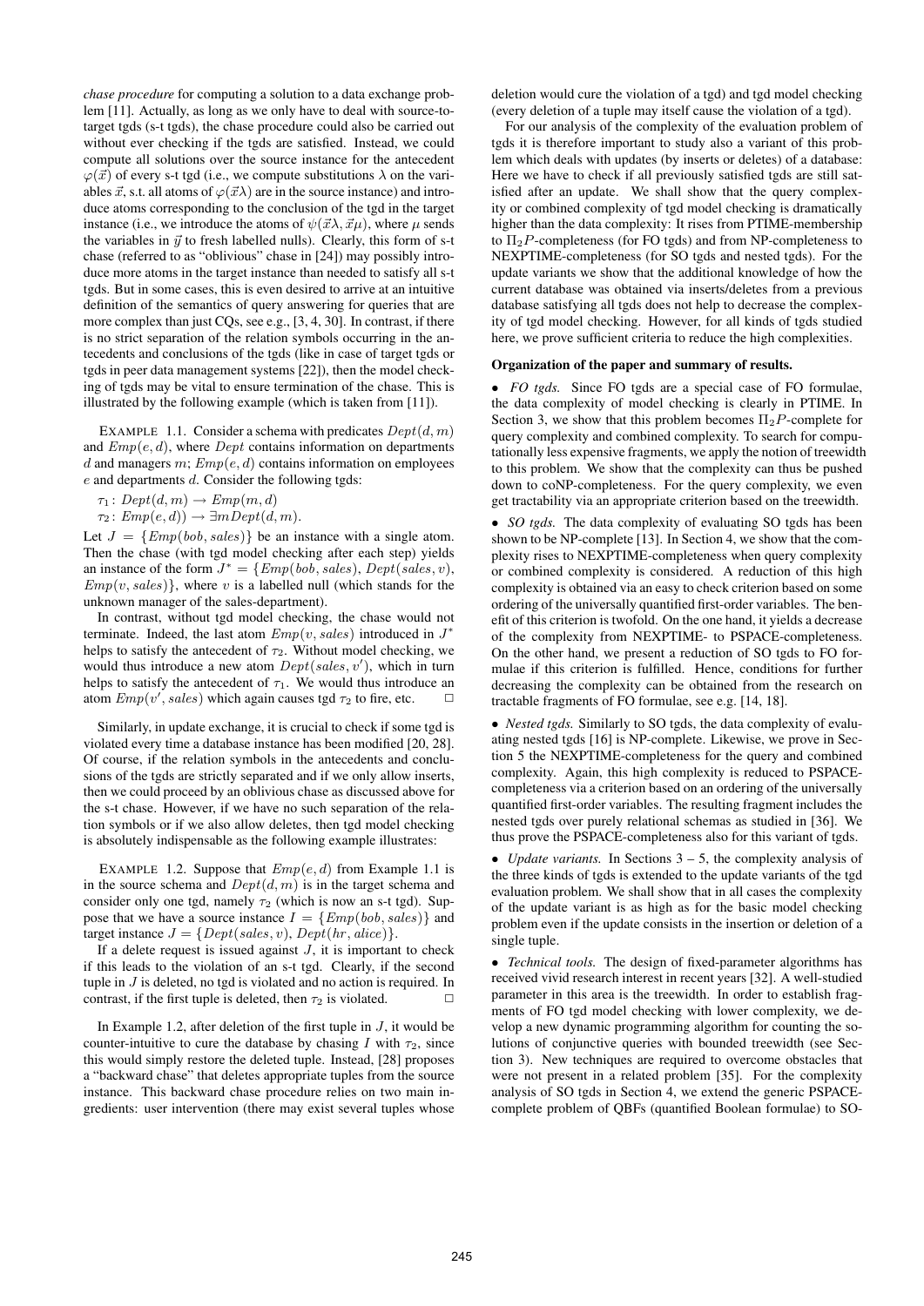*chase procedure* for computing a solution to a data exchange problem [11]. Actually, as long as we only have to deal with source-to-target tgds (s-t tgds), the chase procedure could also be carried out without ever checking if the tgds are satisfied. Instead, we could compute all solutions over the source instance for the antecedent $\varphi(\vec{x})$ of every s-t tgd (i.e., we compute substitutions $\lambda$ on the variables $\vec{x}$, s.t. all atoms of $\varphi(\vec{x}\lambda)$ are in the source instance) and introduce atoms corresponding to the conclusion of the tgd in the target instance (i.e., we introduce the atoms of $\psi(\vec{x}\lambda, \vec{x}\mu)$, where $\mu$ sends the variables in $\vec{y}$ to fresh labelled nulls). Clearly, this form of s-t chase (referred to as "oblivious" chase in [24]) may possibly introduce more atoms in the target instance than needed to satisfy all s-t tgds. But in some cases, this is even desired to arrive at an intuitive definition of the semantics of query answering for queries that are more complex than just CQs, see e.g., [3, 4, 30]. In contrast, if there is no strict separation of the relation symbols occurring in the antecedents and conclusions of the tgds (like in case of target tgds or tgds in peer data management systems [22]), then the model checking of tgds may be vital to ensure termination of the chase. This is illustrated by the following example (which is taken from [11]).

EXAMPLE 1.1. Consider a schema with predicates $Dept(d, m)$ and $Emp(e, d)$, where $Dept$ contains information on departments $d$ and managers $m$; $Emp(e, d)$ contains information on employees $e$ and departments $d$. Consider the following tgds:

$\tau_1$: $Dept(d, m) \rightarrow Emp(m, d)$
$\tau_2$: $Emp(e, d)) \rightarrow \exists m Dept(d, m)$.

Let $J = \{Emp(bob, sales)\}$ be an instance with a single atom. Then the chase (with tgd model checking after each step) yields an instance of the form $J^* = \{Emp(bob, sales), Dept(sales, v), Emp(v, sales)\}$, where $v$ is a labelled null (which stands for the unknown manager of the sales-department).

In contrast, without tgd model checking, the chase would not terminate. Indeed, the last atom $Emp(v, sales)$ introduced in $J^*$ helps to satisfy the antecedent of $\tau_2$. Without model checking, we would thus introduce a new atom $Dept(sales, v')$, which in turn helps to satisfy the antecedent of $\tau_1$. We would thus introduce an atom $Emp(v', sales)$ which again causes tgd $\tau_2$ to fire, etc. $\Box$

Similarly, in update exchange, it is crucial to check if some tgd is violated every time a database instance has been modified [20, 28]. Of course, if the relation symbols in the antecedents and conclusions of the tgds are strictly separated and if we only allow inserts, then we could proceed by an oblivious chase as discussed above for the s-t chase. However, if we have no such separation of the relation symbols or if we also allow deletes, then tgd model checking is absolutely indispensable as the following example illustrates:

EXAMPLE 1.2. Suppose that $Emp(e, d)$ from Example 1.1 is in the source schema and $Dept(d, m)$ is in the target schema and consider only one tgd, namely $\tau_2$ (which is now an s-t tgd). Suppose that we have a source instance $I = \{Emp(bob, sales)\}$ and target instance $J = \{Dept(sales, v), Dept(hr, alice)\}$.

If a delete request is issued against $J$, it is important to check if this leads to the violation of an s-t tgd. Clearly, if the second tuple in $J$ is deleted, no tgd is violated and no action is required. In contrast, if the first tuple is deleted, then $\tau_2$ is violated. $\Box$

In Example 1.2, after deletion of the first tuple in $J$, it would be counter-intuitive to cure the database by chasing $I$ with $\tau_2$, since this would simply restore the deleted tuple. Instead, [28] proposes a "backward chase" that deletes appropriate tuples from the source instance. This backward chase procedure relies on two main ingredients: user intervention (there may exist several tuples whose deletion would cure the violation of a tgd) and tgd model checking (every deletion of a tuple may itself cause the violation of a tgd).

For our analysis of the complexity of the evaluation problem of tgds it is therefore important to study also a variant of this problem which deals with updates (by inserts or deletes) of a database: Here we have to check if all previously satisfied tgds are still satisfied after an update. We shall show that the query complexity or combined complexity of tgd model checking is dramatically higher than the data complexity: It rises from PTIME-membership to $\Pi_2 P$-completeness (for FO tgds) and from NP-completeness to NEXPTIME-completeness (for SO tgds and nested tgds). For the update variants we show that the additional knowledge of how the current database was obtained via inserts/deletes from a previous database satisfying all tgds does not help to decrease the complexity of tgd model checking. However, for all kinds of tgds studied here, we prove sufficient criteria to reduce the high complexities.

**Organization of the paper and summary of results.**

- *FO tgds.* Since FO tgds are a special case of FO formulae, the data complexity of model checking is clearly in PTIME. In Section 3, we show that this problem becomes $\Pi_2 P$-complete for query complexity and combined complexity. To search for computationally less expensive fragments, we apply the notion of treewidth to this problem. We show that the complexity can thus be pushed down to coNP-completeness. For the query complexity, we even get tractability via an appropriate criterion based on the treewidth.

- *SO tgds.* The data complexity of evaluating SO tgds has been shown to be NP-complete [13]. In Section 4, we show that the complexity rises to NEXPTIME-completeness when query complexity or combined complexity is considered. A reduction of this high complexity is obtained via an easy to check criterion based on some ordering of the universally quantified first-order variables. The benefit of this criterion is twofold. On the one hand, it yields a decrease of the complexity from NEXPTIME- to PSPACE-completeness. On the other hand, we present a reduction of SO tgds to FO formulae if this criterion is fulfilled. Hence, conditions for further decreasing the complexity can be obtained from the research on tractable fragments of FO formulae, see e.g. [14, 18].

- *Nested tgds.* Similarly to SO tgds, the data complexity of evaluating nested tgds [16] is NP-complete. Likewise, we prove in Section 5 the NEXPTIME-completeness for the query and combined complexity. Again, this high complexity is reduced to PSPACE-completeness via a criterion based on an ordering of the universally quantified first-order variables. The resulting fragment includes the nested tgds over purely relational schemas as studied in [36]. We thus prove the PSPACE-completeness also for this variant of tgds.

- *Update variants.* In Sections 3 – 5, the complexity analysis of the three kinds of tgds is extended to the update variants of the tgd evaluation problem. We shall show that in all cases the complexity of the update variant is as high as for the basic model checking problem even if the update consists in the insertion or deletion of a single tuple.

- *Technical tools.* The design of fixed-parameter algorithms has received vivid research interest in recent years [32]. A well-studied parameter in this area is the treewidth. In order to establish fragments of FO tgd model checking with lower complexity, we develop a new dynamic programming algorithm for counting the solutions of conjunctive queries with bounded treewidth (see Section 3). New techniques are required to overcome obstacles that were not present in a related problem [35]. For the complexity analysis of SO tgds in Section 4, we extend the generic PSPACE-complete problem of QBFs (quantified Boolean formulae) to SO-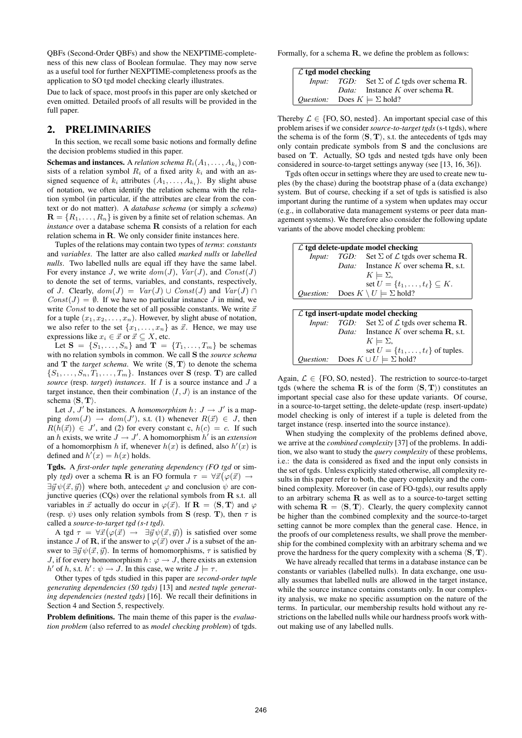QBFs (Second-Order QBFs) and show the NEXPTIME-completeness of this new class of Boolean formulae. They may now serve as a useful tool for further NEXPTIME-completeness proofs as the application to SO tgd model checking clearly illustrates.

Due to lack of space, most proofs in this paper are only sketched or even omitted. Detailed proofs of all results will be provided in the full paper.

## 2. PRELIMINARIES

In this section, we recall some basic notions and formally define the decision problems studied in this paper.

**Schemas and instances.** A *relation schema* $R_i(A_1, \ldots, A_{k_i})$ consists of a relation symbol $R_i$ of a fixed arity $k_i$ and with an assigned sequence of $k_i$ attributes $(A_1, \ldots, A_{k_i})$. By slight abuse of notation, we often identify the relation schema with the relation symbol (in particular, if the attributes are clear from the context or do not matter). A *database schema* (or simply a *schema*) $\mathbf{R} = \{R_1, \ldots, R_n\}$ is given by a finite set of relation schemas. An *instance* over a database schema $\mathbf{R}$ consists of a relation for each relation schema in $\mathbf{R}$. We only consider finite instances here.

Tuples of the relations may contain two types of *terms*: *constants* and *variables*. The latter are also called *marked nulls* or *labelled nulls*. Two labelled nulls are equal iff they have the same label. For every instance $J$, we write $dom(J)$, $Var(J)$, and $Const(J)$ to denote the set of terms, variables, and constants, respectively, of $J$. Clearly, $dom(J) = Var(J) \cup Const(J)$ and $Var(J) \cap Const(J) = \emptyset$. If we have no particular instance $J$ in mind, we write $Const$ to denote the set of all possible constants. We write $\vec{x}$ for a tuple $(x_1, x_2, \ldots, x_n)$. However, by slight abuse of notation, we also refer to the set $\{x_1, \ldots, x_n\}$ as $\vec{x}$. Hence, we may use expressions like $x_i \in \vec{x}$ or $\vec{x} \subseteq X$, etc.

Let $\mathbf{S} = \{S_1, \ldots, S_n\}$ and $\mathbf{T} = \{T_1, \ldots, T_m\}$ be schemas with no relation symbols in common. We call $\mathbf{S}$ the *source schema* and $\mathbf{T}$ the *target schema*. We write $\langle \mathbf{S}, \mathbf{T} \rangle$ to denote the schema $\{S_1, \ldots, S_n, T_1, \ldots, T_m\}$. Instances over $\mathbf{S}$ (resp. $\mathbf{T}$) are called *source* (resp. *target*) *instances*. If $I$ is a source instance and $J$ a target instance, then their combination $\langle I, J \rangle$ is an instance of the schema $\langle \mathbf{S}, \mathbf{T} \rangle$.

Let $J$, $J'$ be instances. A *homomorphism* $h\colon J \to J'$ is a mapping $dom(J) \to dom(J')$, s.t. (1) whenever $R(\vec{x}) \in J$, then $R(h(\vec{x})) \in J'$, and (2) for every constant c, $h(c) = c$. If such an $h$ exists, we write $J \to J'$. A homomorphism $h'$ is an *extension* of a homomorphism $h$ if, whenever $h(x)$ is defined, also $h'(x)$ is defined and $h'(x) = h(x)$ holds.

**Tgds.** A *first-order tuple generating dependency (FO tgd* or simply *tgd)* over a schema $\mathbf{R}$ is an FO formula $\tau = \forall \vec{x} \big( \varphi(\vec{x}) \to \exists \vec{y}\, \psi(\vec{x}, \vec{y}) \big)$ where both, antecedent $\varphi$ and conclusion $\psi$ are conjunctive queries (CQs) over the relational symbols from $\mathbf{R}$ s.t. all variables in $\vec{x}$ actually do occur in $\varphi(\vec{x})$. If $\mathbf{R} = \langle \mathbf{S}, \mathbf{T} \rangle$ and $\varphi$ (resp. $\psi$) uses only relation symbols from $\mathbf{S}$ (resp. $\mathbf{T}$), then $\tau$ is called a *source-to-target tgd (s-t tgd)*.

A tgd $\tau = \forall \vec{x} \big( \varphi(\vec{x}) \to \exists \vec{y}\, \psi(\vec{x}, \vec{y}) \big)$ is satisfied over some instance $J$ of $\mathbf{R}$, if the answer to $\varphi(\vec{x})$ over $J$ is a subset of the answer to $\exists \vec{y}\, \psi(\vec{x}, \vec{y})$. In terms of homomorphisms, $\tau$ is satisfied by $J$, if for every homomorphism $h\colon \varphi \to J$, there exists an extension $h'$ of $h$, s.t. $h'\colon \psi \to J$. In this case, we write $J \models \tau$.

Other types of tgds studied in this paper are *second-order tuple generating dependencies (S0 tgds)* [13] and *nested tuple generating dependencies (nested tgds)* [16]. We recall their definitions in Section 4 and Section 5, respectively.

**Problem definitions.** The main theme of this paper is the *evaluation problem* (also referred to as *model checking problem*) of tgds. Formally, for a schema $\mathbf{R}$, we define the problem as follows:

| **$\mathcal{L}$ tgd model checking** | | |
|---|---|---|
| *Input:* | *TGD:* | Set $\Sigma$ of $\mathcal{L}$ tgds over schema $\mathbf{R}$. |
| | *Data:* | Instance $K$ over schema $\mathbf{R}$. |
| *Question:* | Does $K \models \Sigma$ hold? | |

Thereby $\mathcal{L} \in \{\text{FO, SO, nested}\}$. An important special case of this problem arises if we consider *source-to-target tgds* (s-t tgds), where the schema is of the form $\langle \mathbf{S}, \mathbf{T} \rangle$, s.t. the antecedents of tgds may only contain predicate symbols from $\mathbf{S}$ and the conclusions are based on $\mathbf{T}$. Actually, SO tgds and nested tgds have only been considered in source-to-target settings anyway (see [13, 16, 36]).

Tgds often occur in settings where they are used to create new tuples (by the chase) during the bootstrap phase of a (data exchange) system. But of course, checking if a set of tgds is satisfied is also important during the runtime of a system when updates may occur (e.g., in collaborative data management systems or peer data management systems). We therefore also consider the following update variants of the above model checking problem:

| **$\mathcal{L}$ tgd delete-update model checking** | | |
|---|---|---|
| *Input:* | *TGD:* | Set $\Sigma$ of $\mathcal{L}$ tgds over schema $\mathbf{R}$. |
| | *Data:* | Instance $K$ over schema $\mathbf{R}$, s.t. $K \models \Sigma$, set $U = \{t_1, \ldots, t_\ell\} \subseteq K$. |
| *Question:* | Does $K \setminus U \models \Sigma$ hold? | |

| **$\mathcal{L}$ tgd insert-update model checking** | | |
|---|---|---|
| *Input:* | *TGD:* | Set $\Sigma$ of $\mathcal{L}$ tgds over schema $\mathbf{R}$. |
| | *Data:* | Instance $K$ over schema $\mathbf{R}$, s.t. $K \models \Sigma$, set $U = \{t_1, \ldots, t_\ell\}$ of tuples. |
| *Question:* | Does $K \cup U \models \Sigma$ hold? | |

Again, $\mathcal{L} \in \{\text{FO, SO, nested}\}$. The restriction to source-to-target tgds (where the schema $\mathbf{R}$ is of the form $\langle \mathbf{S}, \mathbf{T} \rangle$) constitutes an important special case also for these update variants. Of course, in a source-to-target setting, the delete-update (resp. insert-update) model checking is only of interest if a tuple is deleted from the target instance (resp. inserted into the source instance).

When studying the complexity of the problems defined above, we arrive at the *combined complexity* [37] of the problems. In addition, we also want to study the *query complexity* of these problems, i.e.: the data is considered as fixed and the input only consists in the set of tgds. Unless explicitly stated otherwise, all complexity results in this paper refer to both, the query complexity and the combined complexity. Moreover (in case of FO-tgds), our results apply to an arbitrary schema $\mathbf{R}$ as well as to a source-to-target setting with schema $\mathbf{R} = \langle \mathbf{S}, \mathbf{T} \rangle$. Clearly, the query complexity cannot be higher than the combined complexity and the source-to-target setting cannot be more complex than the general case. Hence, in the proofs of our completeness results, we shall prove the membership for the combined complexity with an arbitrary schema and we prove the hardness for the query complexity with a schema $\langle \mathbf{S}, \mathbf{T} \rangle$.

We have already recalled that terms in a database instance can be constants or variables (labelled nulls). In data exchange, one usually assumes that labelled nulls are allowed in the target instance, while the source instance contains constants only. In our complexity analysis, we make no specific assumption on the nature of the terms. In particular, our membership results hold without any restrictions on the labelled nulls while our hardness proofs work without making use of any labelled nulls.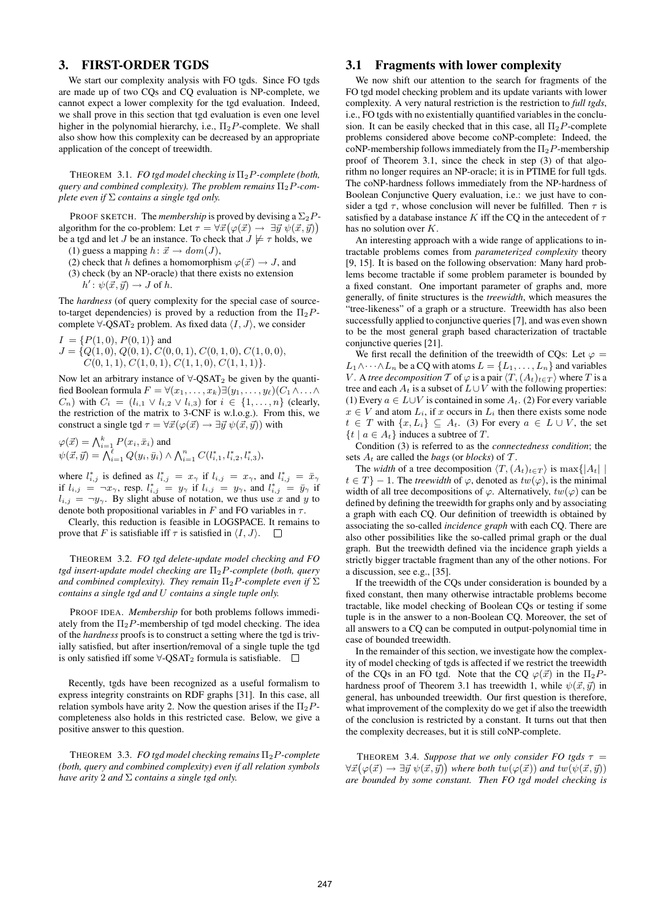## 3. FIRST-ORDER TGDS

We start our complexity analysis with FO tgds. Since FO tgds are made up of two CQs and CQ evaluation is NP-complete, we cannot expect a lower complexity for the tgd evaluation. Indeed, we shall prove in this section that tgd evaluation is even one level higher in the polynomial hierarchy, i.e., $\Pi_2 P$-complete. We shall also show how this complexity can be decreased by an appropriate application of the concept of treewidth.

THEOREM 3.1. *FO tgd model checking is $\Pi_2 P$-complete (both, query and combined complexity). The problem remains $\Pi_2 P$-complete even if $\Sigma$ contains a single tgd only.*

PROOF SKETCH. The *membership* is proved by devising a $\Sigma_2 P$-algorithm for the co-problem: Let $\tau = \forall \vec{x}\big(\varphi(\vec{x}) \rightarrow \exists \vec{y}\, \psi(\vec{x}, \vec{y})\big)$ be a tgd and let $J$ be an instance. To check that $J \not\models \tau$ holds, we

(1) guess a mapping $h\colon \vec{x} \rightarrow dom(J)$,
(2) check that $h$ defines a homomorphism $\varphi(\vec{x}) \rightarrow J$, and
(3) check (by an NP-oracle) that there exists no extension $h'\colon \psi(\vec{x}, \vec{y}) \rightarrow J$ of $h$.

The *hardness* (of query complexity for the special case of source-to-target dependencies) is proved by a reduction from the $\Pi_2 P$-complete $\forall$-QSAT$_2$ problem. As fixed data $\langle I, J\rangle$, we consider

$I = \{P(1, 0), P(0, 1)\}$ and
$J = \{Q(1, 0), Q(0, 1), C(0, 0, 1), C(0, 1, 0), C(1, 0, 0), C(0, 1, 1), C(1, 0, 1), C(1, 1, 0), C(1, 1, 1)\}$.

Now let an arbitrary instance of $\forall$-QSAT$_2$ be given by the quantified Boolean formula $F = \forall(x_1, \ldots, x_k)\exists(y_1, \ldots, y_\ell)(C_1 \wedge \ldots \wedge C_n)$ with $C_i = (l_{i,1} \vee l_{i,2} \vee l_{i,3})$ for $i \in \{1, \ldots, n\}$ (clearly, the restriction of the matrix to 3-CNF is w.l.o.g.). From this, we construct a single tgd $\tau = \forall \vec{x}(\varphi(\vec{x}) \rightarrow \exists \vec{y}\, \psi(\vec{x}, \vec{y}))$ with

$\varphi(\vec{x}) = \bigwedge_{i=1}^{k} P(x_i, \bar{x}_i)$ and
$\psi(\vec{x}, \vec{y}) = \bigwedge_{i=1}^{\ell} Q(y_i, \bar{y}_i) \wedge \bigwedge_{i=1}^{n} C(l^*_{i,1}, l^*_{i,2}, l^*_{i,3})$,

where $l^*_{i,j}$ is defined as $l^*_{i,j} = x_\gamma$ if $l_{i,j} = x_\gamma$, and $l^*_{i,j} = \bar{x}_\gamma$ if $l_{i,j} = \neg x_\gamma$, resp. $l^*_{i,j} = y_\gamma$ if $l_{i,j} = y_\gamma$, and $l^*_{i,j} = \bar{y}_\gamma$ if $l_{i,j} = \neg y_\gamma$. By slight abuse of notation, we thus use $x$ and $y$ to denote both propositional variables in $F$ and FO variables in $\tau$.

Clearly, this reduction is feasible in LOGSPACE. It remains to prove that $F$ is satisfiable iff $\tau$ is satisfied in $\langle I, J\rangle$. $\square$

THEOREM 3.2. *FO tgd delete-update model checking and FO tgd insert-update model checking are $\Pi_2 P$-complete (both, query and combined complexity). They remain $\Pi_2 P$-complete even if $\Sigma$ contains a single tgd and $U$ contains a single tuple only.*

PROOF IDEA. *Membership* for both problems follows immediately from the $\Pi_2 P$-membership of tgd model checking. The idea of the *hardness* proofs is to construct a setting where the tgd is trivially satisfied, but after insertion/removal of a single tuple the tgd is only satisfied iff some $\forall$-QSAT$_2$ formula is satisfiable. $\square$

Recently, tgds have been recognized as a useful formalism to express integrity constraints on RDF graphs [31]. In this case, all relation symbols have arity 2. Now the question arises if the $\Pi_2 P$-completeness also holds in this restricted case. Below, we give a positive answer to this question.

THEOREM 3.3. *FO tgd model checking remains $\Pi_2 P$-complete (both, query and combined complexity) even if all relation symbols have arity 2 and $\Sigma$ contains a single tgd only.*

### 3.1 Fragments with lower complexity

We now shift our attention to the search for fragments of the FO tgd model checking problem and its update variants with lower complexity. A very natural restriction is the restriction to *full tgds*, i.e., FO tgds with no existentially quantified variables in the conclusion. It can be easily checked that in this case, all $\Pi_2 P$-complete problems considered above become coNP-complete: Indeed, the coNP-membership follows immediately from the $\Pi_2 P$-membership proof of Theorem 3.1, since the check in step (3) of that algorithm no longer requires an NP-oracle; it is in PTIME for full tgds. The coNP-hardness follows immediately from the NP-hardness of Boolean Conjunctive Query evaluation, i.e.: we just have to consider a tgd $\tau$, whose conclusion will never be fulfilled. Then $\tau$ is satisfied by a database instance $K$ iff the CQ in the antecedent of $\tau$ has no solution over $K$.

An interesting approach with a wide range of applications to intractable problems comes from *parameterized complexity* theory [9, 15]. It is based on the following observation: Many hard problems become tractable if some problem parameter is bounded by a fixed constant. One important parameter of graphs and, more generally, of finite structures is the *treewidth*, which measures the "tree-likeness" of a graph or a structure. Treewidth has also been successfully applied to conjunctive queries [7], and was even shown to be the most general graph based characterization of tractable conjunctive queries [21].

We first recall the definition of the treewidth of CQs: Let $\varphi = L_1 \wedge \cdots \wedge L_n$ be a CQ with atoms $L = \{L_1, \ldots, L_n\}$ and variables $V$. A *tree decomposition* $\mathcal{T}$ of $\varphi$ is a pair $\langle T, (A_t)_{t \in T}\rangle$ where $T$ is a tree and each $A_t$ is a subset of $L \cup V$ with the following properties: (1) Every $a \in L \cup V$ is contained in some $A_t$. (2) For every variable $x \in V$ and atom $L_i$, if $x$ occurs in $L_i$ then there exists some node $t \in T$ with $\{x, L_i\} \subseteq A_t$. (3) For every $a \in L \cup V$, the set $\{t \mid a \in A_t\}$ induces a subtree of $T$.

Condition (3) is referred to as the *connectedness condition*; the sets $A_t$ are called the *bags* (or *blocks*) of $\mathcal{T}$.

The *width* of a tree decomposition $\langle T, (A_t)_{t \in T}\rangle$ is $\max\{|A_t| \mid t \in T\} - 1$. The *treewidth* of $\varphi$, denoted as $tw(\varphi)$, is the minimal width of all tree decompositions of $\varphi$. Alternatively, $tw(\varphi)$ can be defined by defining the treewidth for graphs only and by associating a graph with each CQ. Our definition of treewidth is obtained by associating the so-called *incidence graph* with each CQ. There are also other possibilities like the so-called primal graph or the dual graph. But the treewidth defined via the incidence graph yields a strictly bigger tractable fragment than any of the other notions. For a discussion, see e.g., [35].

If the treewidth of the CQs under consideration is bounded by a fixed constant, then many otherwise intractable problems become tractable, like model checking of Boolean CQs or testing if some tuple is in the answer to a non-Boolean CQ. Moreover, the set of all answers to a CQ can be computed in output-polynomial time in case of bounded treewidth.

In the remainder of this section, we investigate how the complexity of model checking of tgds is affected if we restrict the treewidth of the CQs in an FO tgd. Note that the CQ $\varphi(\vec{x})$ in the $\Pi_2 P$-hardness proof of Theorem 3.1 has treewidth 1, while $\psi(\vec{x}, \vec{y})$ in general, has unbounded treewidth. Our first question is therefore, what improvement of the complexity do we get if also the treewidth of the conclusion is restricted by a constant. It turns out that then the complexity decreases, but it is still coNP-complete.

THEOREM 3.4. *Suppose that we only consider FO tgds $\tau = \forall \vec{x}\big(\varphi(\vec{x}) \rightarrow \exists \vec{y}\, \psi(\vec{x}, \vec{y})\big)$ where both $tw(\varphi(\vec{x}))$ and $tw(\psi(\vec{x}, \vec{y}))$ are bounded by some constant. Then FO tgd model checking is*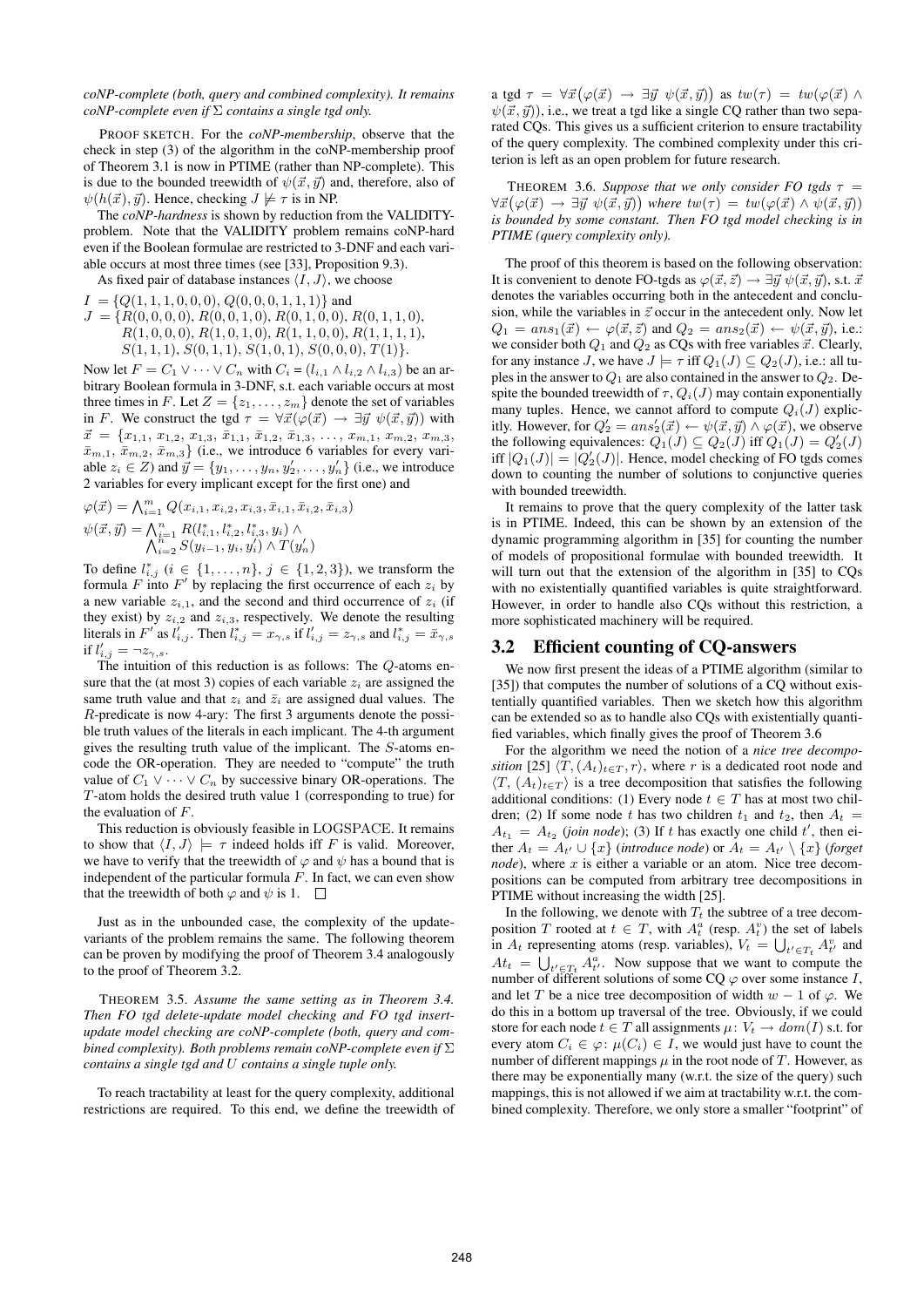*coNP-complete (both, query and combined complexity). It remains coNP-complete even if $\Sigma$ contains a single tgd only.*

PROOF SKETCH. For the *coNP-membership*, observe that the check in step (3) of the algorithm in the coNP-membership proof of Theorem 3.1 is now in PTIME (rather than NP-complete). This is due to the bounded treewidth of $\psi(\vec{x}, \vec{y})$ and, therefore, also of $\psi(h(\vec{x}), \vec{y})$. Hence, checking $J \not\models \tau$ is in NP.

The *coNP-hardness* is shown by reduction from the VALIDITY-problem. Note that the VALIDITY problem remains coNP-hard even if the Boolean formulae are restricted to 3-DNF and each variable occurs at most three times (see [33], Proposition 9.3).

As fixed pair of database instances $\langle I, J \rangle$, we choose

$I = \{Q(1,1,1,0,0,0), Q(0,0,0,1,1,1)\}$ and
$J = \{R(0,0,0,0), R(0,0,1,0), R(0,1,0,0), R(0,1,1,0), R(1,0,0,0), R(1,0,1,0), R(1,1,0,0), R(1,1,1,1), S(1,1,1), S(0,1,1), S(1,0,1), S(0,0,0), T(1)\}$.

Now let $F = C_1 \vee \cdots \vee C_n$ with $C_i = (l_{i,1} \wedge l_{i,2} \wedge l_{i,3})$ be an arbitrary Boolean formula in 3-DNF, s.t. each variable occurs at most three times in $F$. Let $Z = \{z_1, \ldots, z_m\}$ denote the set of variables in $F$. We construct the tgd $\tau = \forall \vec{x}(\varphi(\vec{x}) \rightarrow \exists \vec{y}\ \psi(\vec{x}, \vec{y}))$ with $\vec{x} = \{x_{1,1}, x_{1,2}, x_{1,3}, \bar{x}_{1,1}, \bar{x}_{1,2}, \bar{x}_{1,3}, \ldots, x_{m,1}, x_{m,2}, x_{m,3}, \bar{x}_{m,1}, \bar{x}_{m,2}, \bar{x}_{m,3}\}$ (i.e., we introduce 6 variables for every variable $z_i \in Z$) and $\vec{y} = \{y_1, \ldots, y_n, y'_2, \ldots, y'_n\}$ (i.e., we introduce 2 variables for every implicant except for the first one) and

$$\varphi(\vec{x}) = \bigwedge_{i=1}^{m} Q(x_{i,1}, x_{i,2}, x_{i,3}, \bar{x}_{i,1}, \bar{x}_{i,2}, \bar{x}_{i,3})$$
$$\psi(\vec{x}, \vec{y}) = \bigwedge_{i=1}^{n} R(l^*_{i,1}, l^*_{i,2}, l^*_{i,3}, y_i) \wedge \bigwedge_{i=2}^{n} S(y_{i-1}, y_i, y'_i) \wedge T(y'_n)$$

To define $l^*_{i,j}$ ($i \in \{1, \ldots, n\}$, $j \in \{1,2,3\}$), we transform the formula $F$ into $F'$ by replacing the first occurrence of each $z_i$ by a new variable $z_{i,1}$, and the second and third occurrence of $z_i$ (if they exist) by $z_{i,2}$ and $z_{i,3}$, respectively. We denote the resulting literals in $F'$ as $l'_{i,j}$. Then $l^*_{i,j} = x_{\gamma,s}$ if $l'_{i,j} = z_{\gamma,s}$ and $l^*_{i,j} = \bar{x}_{\gamma,s}$ if $l'_{i,j} = \neg z_{\gamma,s}$.

The intuition of this reduction is as follows: The $Q$-atoms ensure that the (at most 3) copies of each variable $z_i$ are assigned the same truth value and that $z_i$ and $\bar{z}_i$ are assigned dual values. The $R$-predicate is now 4-ary: The first 3 arguments denote the possible truth values of the literals in each implicant. The 4-th argument gives the resulting truth value of the implicant. The $S$-atoms encode the OR-operation. They are needed to "compute" the truth value of $C_1 \vee \cdots \vee C_n$ by successive binary OR-operations. The $T$-atom holds the desired truth value 1 (corresponding to true) for the evaluation of $F$.

This reduction is obviously feasible in LOGSPACE. It remains to show that $\langle I, J \rangle \models \tau$ indeed holds iff $F$ is valid. Moreover, we have to verify that the treewidth of $\varphi$ and $\psi$ has a bound that is independent of the particular formula $F$. In fact, we can even show that the treewidth of both $\varphi$ and $\psi$ is 1. $\square$

Just as in the unbounded case, the complexity of the update-variants of the problem remains the same. The following theorem can be proven by modifying the proof of Theorem 3.4 analogously to the proof of Theorem 3.2.

THEOREM 3.5. *Assume the same setting as in Theorem 3.4. Then FO tgd delete-update model checking and FO tgd insert-update model checking are coNP-complete (both, query and combined complexity). Both problems remain coNP-complete even if $\Sigma$ contains a single tgd and $U$ contains a single tuple only.*

To reach tractability at least for the query complexity, additional restrictions are required. To this end, we define the treewidth of a tgd $\tau = \forall \vec{x}\big(\varphi(\vec{x}) \rightarrow \exists \vec{y}\ \psi(\vec{x}, \vec{y})\big)$ as $tw(\tau) = tw(\varphi(\vec{x}) \wedge \psi(\vec{x}, \vec{y}))$, i.e., we treat a tgd like a single CQ rather than two separated CQs. This gives us a sufficient criterion to ensure tractability of the query complexity. The combined complexity under this criterion is left as an open problem for future research.

THEOREM 3.6. *Suppose that we only consider FO tgds $\tau = \forall \vec{x}\big(\varphi(\vec{x}) \rightarrow \exists \vec{y}\ \psi(\vec{x}, \vec{y})\big)$ where $tw(\tau) = tw(\varphi(\vec{x}) \wedge \psi(\vec{x}, \vec{y}))$ is bounded by some constant. Then FO tgd model checking is in PTIME (query complexity only).*

The proof of this theorem is based on the following observation: It is convenient to denote FO-tgds as $\varphi(\vec{x}, \vec{z}) \rightarrow \exists \vec{y}\ \psi(\vec{x}, \vec{y})$, s.t. $\vec{x}$ denotes the variables occurring both in the antecedent and conclusion, while the variables in $\vec{z}$ occur in the antecedent only. Now let $Q_1 = ans_1(\vec{x}) \leftarrow \varphi(\vec{x}, \vec{z})$ and $Q_2 = ans_2(\vec{x}) \leftarrow \psi(\vec{x}, \vec{y})$, i.e.: we consider both $Q_1$ and $Q_2$ as CQs with free variables $\vec{x}$. Clearly, for any instance $J$, we have $J \models \tau$ iff $Q_1(J) \subseteq Q_2(J)$, i.e.: all tuples in the answer to $Q_1$ are also contained in the answer to $Q_2$. Despite the bounded treewidth of $\tau$, $Q_i(J)$ may contain exponentially many tuples. Hence, we cannot afford to compute $Q_i(J)$ explicitly. However, for $Q'_2 = ans'_2(\vec{x}) \leftarrow \psi(\vec{x}, \vec{y}) \wedge \varphi(\vec{x})$, we observe the following equivalences: $Q_1(J) \subseteq Q_2(J)$ iff $Q_1(J) = Q'_2(J)$ iff $|Q_1(J)| = |Q'_2(J)|$. Hence, model checking of FO tgds comes down to counting the number of solutions to conjunctive queries with bounded treewidth.

It remains to prove that the query complexity of the latter task is in PTIME. Indeed, this can be shown by an extension of the dynamic programming algorithm in [35] for counting the number of models of propositional formulae with bounded treewidth. It will turn out that the extension of the algorithm in [35] to CQs with no existentially quantified variables is quite straightforward. However, in order to handle also CQs without this restriction, a more sophisticated machinery will be required.

## 3.2 Efficient counting of CQ-answers

We now first present the ideas of a PTIME algorithm (similar to [35]) that computes the number of solutions of a CQ without existentially quantified variables. Then we sketch how this algorithm can be extended so as to handle also CQs with existentially quantified variables, which finally gives the proof of Theorem 3.6

For the algorithm we need the notion of a *nice tree decomposition* [25] $\langle T, (A_t)_{t \in T}, r \rangle$, where $r$ is a dedicated root node and $\langle T, (A_t)_{t \in T} \rangle$ is a tree decomposition that satisfies the following additional conditions: (1) Every node $t \in T$ has at most two children; (2) If some node $t$ has two children $t_1$ and $t_2$, then $A_t = A_{t_1} = A_{t_2}$ (*join node*); (3) If $t$ has exactly one child $t'$, then either $A_t = A_{t'} \cup \{x\}$ (*introduce node*) or $A_t = A_{t'} \setminus \{x\}$ (*forget node*), where $x$ is either a variable or an atom. Nice tree decompositions can be computed from arbitrary tree decompositions in PTIME without increasing the width [25].

In the following, we denote with $T_t$ the subtree of a tree decomposition $T$ rooted at $t \in T$, with $A^a_t$ (resp. $A^v_t$) the set of labels in $A_t$ representing atoms (resp. variables), $V_t = \bigcup_{t' \in T_t} A^v_{t'}$ and $At_t = \bigcup_{t' \in T_t} A^a_{t'}$. Now suppose that we want to compute the number of different solutions of some CQ $\varphi$ over some instance $I$, and let $T$ be a nice tree decomposition of width $w - 1$ of $\varphi$. We do this in a bottom up traversal of the tree. Obviously, if we could store for each node $t \in T$ all assignments $\mu \colon V_t \rightarrow dom(I)$ s.t. for every atom $C_i \in \varphi \colon \mu(C_i) \in I$, we would just have to count the number of different mappings $\mu$ in the root node of $T$. However, as there may be exponentially many (w.r.t. the size of the query) such mappings, this is not allowed if we aim at tractability w.r.t. the combined complexity. Therefore, we only store a smaller "footprint" of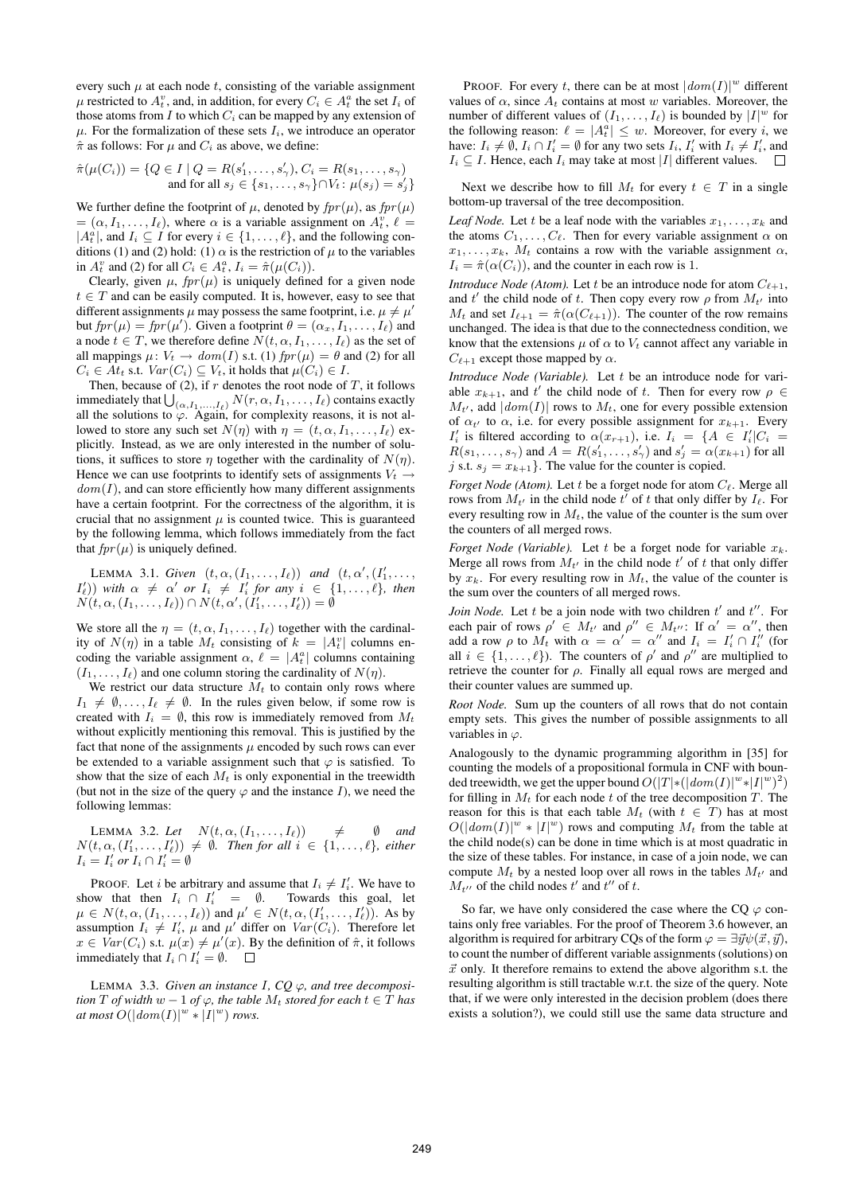every such $\mu$ at each node $t$, consisting of the variable assignment $\mu$ restricted to $A^v_t$, and, in addition, for every $C_i \in A^a_t$ the set $I_i$ of those atoms from $I$ to which $C_i$ can be mapped by any extension of $\mu$. For the formalization of these sets $I_i$, we introduce an operator $\hat{\pi}$ as follows: For $\mu$ and $C_i$ as above, we define:

$$\hat{\pi}(\mu(C_i)) = \{Q \in I \mid Q = R(s'_1, \dots, s'_\gamma), C_i = R(s_1, \dots, s_\gamma) \text{ and for all } s_j \in \{s_1, \dots, s_\gamma\} \cap V_t \colon \mu(s_j) = s'_j\}$$

We further define the footprint of $\mu$, denoted by $fpr(\mu)$, as $fpr(\mu) = (\alpha, I_1, \dots, I_\ell)$, where $\alpha$ is a variable assignment on $A^v_t$, $\ell = |A^a_t|$, and $I_i \subseteq I$ for every $i \in \{1, \dots, \ell\}$, and the following conditions (1) and (2) hold: (1) $\alpha$ is the restriction of $\mu$ to the variables in $A^v_t$ and (2) for all $C_i \in A^a_t$, $I_i = \hat{\pi}(\mu(C_i))$.

Clearly, given $\mu$, $fpr(\mu)$ is uniquely defined for a given node $t \in T$ and can be easily computed. It is, however, easy to see that different assignments $\mu$ may possess the same footprint, i.e. $\mu \neq \mu'$ but $fpr(\mu) = fpr(\mu')$. Given a footprint $\theta = (\alpha_x, I_1, \dots, I_\ell)$ and a node $t \in T$, we therefore define $N(t, \alpha, I_1, \dots, I_\ell)$ as the set of all mappings $\mu \colon V_t \to dom(I)$ s.t. (1) $fpr(\mu) = \theta$ and (2) for all $C_i \in At_t$ s.t. $Var(C_i) \subseteq V_t$, it holds that $\mu(C_i) \in I$.

Then, because of (2), if $r$ denotes the root node of $T$, it follows immediately that $\bigcup_{(\alpha, I_1, \dots, I_\ell)} N(r, \alpha, I_1, \dots, I_\ell)$ contains exactly all the solutions to $\varphi$. Again, for complexity reasons, it is not allowed to store any such set $N(\eta)$ with $\eta = (t, \alpha, I_1, \dots, I_\ell)$ explicitly. Instead, as we are only interested in the number of solutions, it suffices to store $\eta$ together with the cardinality of $N(\eta)$. Hence we can use footprints to identify sets of assignments $V_t \to dom(I)$, and can store efficiently how many different assignments have a certain footprint. For the correctness of the algorithm, it is crucial that no assignment $\mu$ is counted twice. This is guaranteed by the following lemma, which follows immediately from the fact that $fpr(\mu)$ is uniquely defined.

LEMMA 3.1. *Given* $(t, \alpha, (I_1, \dots, I_\ell))$ *and* $(t, \alpha', (I'_1, \dots, I'_\ell))$ *with* $\alpha \neq \alpha'$ *or* $I_i \neq I'_i$ *for any* $i \in \{1, \dots, \ell\}$*, then* $N(t, \alpha, (I_1, \dots, I_\ell)) \cap N(t, \alpha', (I'_1, \dots, I'_\ell)) = \emptyset$

We store all the $\eta = (t, \alpha, I_1, \dots, I_\ell)$ together with the cardinality of $N(\eta)$ in a table $M_t$ consisting of $k = |A^v_t|$ columns encoding the variable assignment $\alpha$, $\ell = |A^a_t|$ columns containing $(I_1, \dots, I_\ell)$ and one column storing the cardinality of $N(\eta)$.

We restrict our data structure $M_t$ to contain only rows where $I_1 \neq \emptyset, \dots, I_\ell \neq \emptyset$. In the rules given below, if some row is created with $I_i = \emptyset$, this row is immediately removed from $M_t$ without explicitly mentioning this removal. This is justified by the fact that none of the assignments $\mu$ encoded by such rows can ever be extended to a variable assignment such that $\varphi$ is satisfied. To show that the size of each $M_t$ is only exponential in the treewidth (but not in the size of the query $\varphi$ and the instance $I$), we need the following lemmas:

LEMMA 3.2. *Let* $N(t, \alpha, (I_1, \dots, I_\ell)) \neq \emptyset$ *and* $N(t, \alpha, (I'_1, \dots, I'_\ell)) \neq \emptyset$*. Then for all* $i \in \{1, \dots, \ell\}$*, either* $I_i = I'_i$ *or* $I_i \cap I'_i = \emptyset$

PROOF. Let $i$ be arbitrary and assume that $I_i \neq I'_i$. We have to show that then $I_i \cap I'_i = \emptyset$. Towards this goal, let $\mu \in N(t, \alpha, (I_1, \dots, I_\ell))$ and $\mu' \in N(t, \alpha, (I'_1, \dots, I'_\ell))$. As by assumption $I_i \neq I'_i$, $\mu$ and $\mu'$ differ on $Var(C_i)$. Therefore let $x \in Var(C_i)$ s.t. $\mu(x) \neq \mu'(x)$. By the definition of $\hat{\pi}$, it follows immediately that $I_i \cap I'_i = \emptyset$. □

LEMMA 3.3. *Given an instance* $I$*, CQ* $\varphi$*, and tree decomposition* $T$ *of width* $w-1$ *of* $\varphi$*, the table* $M_t$ *stored for each* $t \in T$ *has at most* $O(|dom(I)|^w * |I|^w)$ *rows.*

PROOF. For every $t$, there can be at most $|dom(I)|^w$ different values of $\alpha$, since $A_t$ contains at most $w$ variables. Moreover, the number of different values of $(I_1, \dots, I_\ell)$ is bounded by $|I|^w$ for the following reason: $\ell = |A^a_t| \leq w$. Moreover, for every $i$, we have: $I_i \neq \emptyset$, $I_i \cap I'_i = \emptyset$ for any two sets $I_i$, $I'_i$ with $I_i \neq I'_i$, and $I_i \subseteq I$. Hence, each $I_i$ may take at most $|I|$ different values. □

Next we describe how to fill $M_t$ for every $t \in T$ in a single bottom-up traversal of the tree decomposition.

*Leaf Node.* Let $t$ be a leaf node with the variables $x_1, \dots, x_k$ and the atoms $C_1, \dots, C_\ell$. Then for every variable assignment $\alpha$ on $x_1, \dots, x_k$, $M_t$ contains a row with the variable assignment $\alpha$, $I_i = \hat{\pi}(\alpha(C_i))$, and the counter in each row is 1.

*Introduce Node (Atom).* Let $t$ be an introduce node for atom $C_{\ell+1}$, and $t'$ the child node of $t$. Then copy every row $\rho$ from $M_{t'}$ into $M_t$ and set $I_{\ell+1} = \hat{\pi}(\alpha(C_{\ell+1}))$. The counter of the row remains unchanged. The idea is that due to the connectedness condition, we know that the extensions $\mu$ of $\alpha$ to $V_t$ cannot affect any variable in $C_{\ell+1}$ except those mapped by $\alpha$.

*Introduce Node (Variable).* Let $t$ be an introduce node for variable $x_{k+1}$, and $t'$ the child node of $t$. Then for every row $\rho \in M_{t'}$, add $|dom(I)|$ rows to $M_t$, one for every possible extension of $\alpha_{t'}$ to $\alpha$, i.e. for every possible assignment for $x_{k+1}$. Every $I'_i$ is filtered according to $\alpha(x_{r+1})$, i.e. $I_i = \{A \in I'_i | C_i = R(s_1, \dots, s_\gamma)$ and $A = R(s'_1, \dots, s'_\gamma)$ and $s'_j = \alpha(x_{k+1})$ for all $j$ s.t. $s_j = x_{k+1}\}$. The value for the counter is copied.

*Forget Node (Atom).* Let $t$ be a forget node for atom $C_\ell$. Merge all rows from $M_{t'}$ in the child node $t'$ of $t$ that only differ by $I_\ell$. For every resulting row in $M_t$, the value of the counter is the sum over the counters of all merged rows.

*Forget Node (Variable).* Let $t$ be a forget node for variable $x_k$. Merge all rows from $M_{t'}$ in the child node $t'$ of $t$ that only differ by $x_k$. For every resulting row in $M_t$, the value of the counter is the sum over the counters of all merged rows.

*Join Node.* Let $t$ be a join node with two children $t'$ and $t''$. For each pair of rows $\rho' \in M_{t'}$ and $\rho'' \in M_{t''}$: If $\alpha' = \alpha''$, then add a row $\rho$ to $M_t$ with $\alpha = \alpha' = \alpha''$ and $I_i = I'_i \cap I''_i$ (for all $i \in \{1, \dots, \ell\}$). The counters of $\rho'$ and $\rho''$ are multiplied to retrieve the counter for $\rho$. Finally all equal rows are merged and their counter values are summed up.

*Root Node.* Sum up the counters of all rows that do not contain empty sets. This gives the number of possible assignments to all variables in $\varphi$.

Analogously to the dynamic programming algorithm in [35] for counting the models of a propositional formula in CNF with bounded treewidth, we get the upper bound $O(|T| * (|dom(I)|^w * |I|^w)^2)$ for filling in $M_t$ for each node $t$ of the tree decomposition $T$. The reason for this is that each table $M_t$ (with $t \in T$) has at most $O(|dom(I)|^w * |I|^w)$ rows and computing $M_t$ from the table at the child node(s) can be done in time which is at most quadratic in the size of these tables. For instance, in case of a join node, we can compute $M_t$ by a nested loop over all rows in the tables $M_{t'}$ and $M_{t''}$ of the child nodes $t'$ and $t''$ of $t$.

So far, we have only considered the case where the CQ $\varphi$ contains only free variables. For the proof of Theorem 3.6 however, an algorithm is required for arbitrary CQs of the form $\varphi = \exists \vec{y} \psi(\vec{x}, \vec{y})$, to count the number of different variable assignments (solutions) on $\vec{x}$ only. It therefore remains to extend the above algorithm s.t. the resulting algorithm is still tractable w.r.t. the size of the query. Note that, if we were only interested in the decision problem (does there exists a solution?), we could still use the same data structure and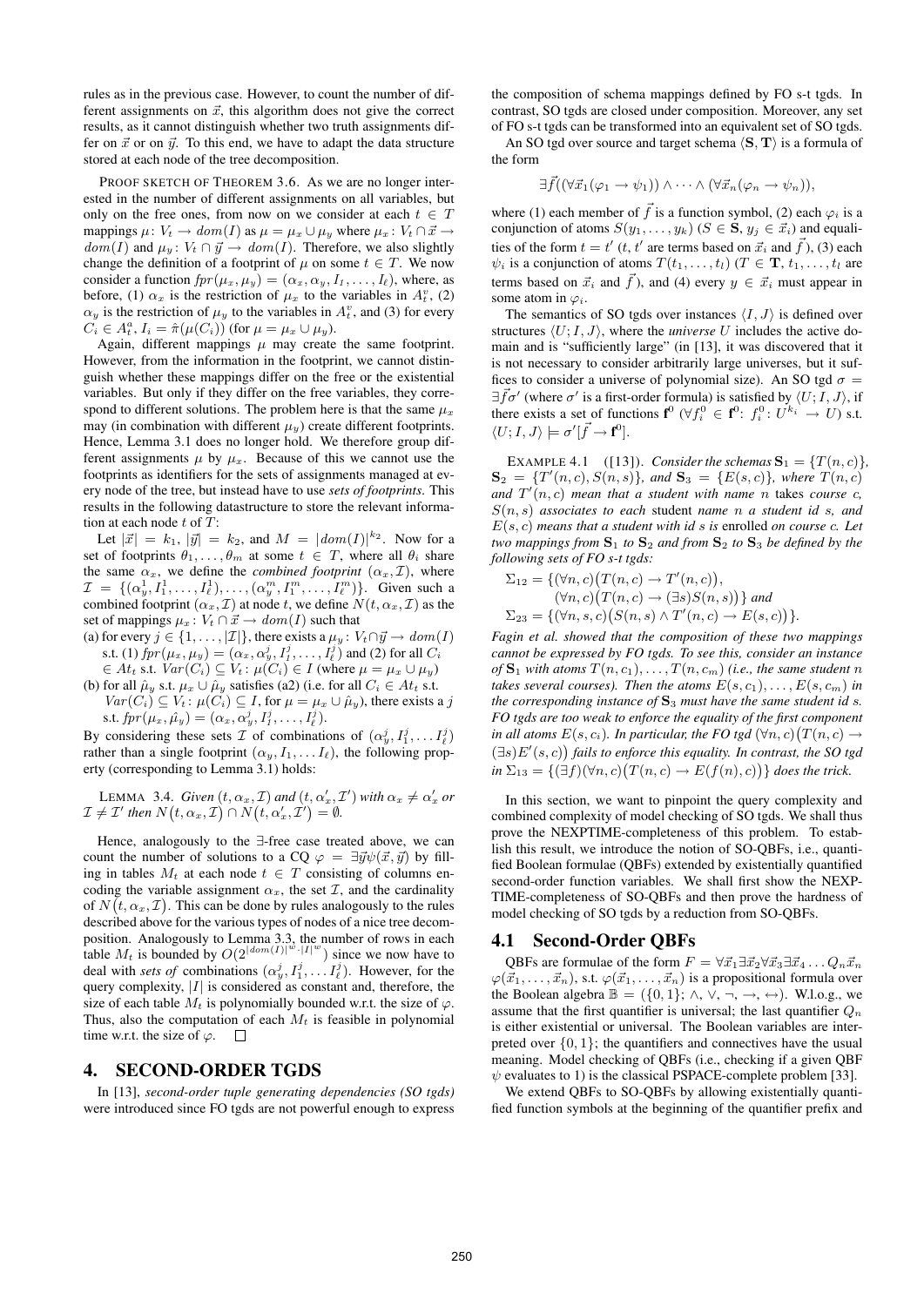rules as in the previous case. However, to count the number of different assignments on $\vec{x}$, this algorithm does not give the correct results, as it cannot distinguish whether two truth assignments differ on $\vec{x}$ or on $\vec{y}$. To this end, we have to adapt the data structure stored at each node of the tree decomposition.

PROOF SKETCH OF THEOREM 3.6. As we are no longer interested in the number of different assignments on all variables, but only on the free ones, from now on we consider at each $t \in T$ mappings $\mu\colon V_t \to dom(I)$ as $\mu = \mu_x \cup \mu_y$ where $\mu_x\colon V_t \cap \vec{x} \to dom(I)$ and $\mu_y\colon V_t \cap \vec{y} \to dom(I)$. Therefore, we also slightly change the definition of a footprint of $\mu$ on some $t \in T$. We now consider a function $fpr(\mu_x, \mu_y) = (\alpha_x, \alpha_y, I_1, \ldots, I_\ell)$, where, as before, (1) $\alpha_x$ is the restriction of $\mu_x$ to the variables in $A_t^v$, (2) $\alpha_y$ is the restriction of $\mu_y$ to the variables in $A_t^v$, and (3) for every $C_i \in A_t^a$, $I_i = \hat{\pi}(\mu(C_i))$ (for $\mu = \mu_x \cup \mu_y$).

Again, different mappings $\mu$ may create the same footprint. However, from the information in the footprint, we cannot distinguish whether these mappings differ on the free or the existential variables. But only if they differ on the free variables, they correspond to different solutions. The problem here is that the same $\mu_x$ may (in combination with different $\mu_y$) create different footprints. Hence, Lemma 3.1 does no longer hold. We therefore group different assignments $\mu$ by $\mu_x$. Because of this we cannot use the footprints as identifiers for the sets of assignments managed at every node of the tree, but instead have to use *sets of footprints*. This results in the following datastructure to store the relevant information at each node $t$ of $T$:

Let $|\vec{x}| = k_1$, $|\vec{y}| = k_2$, and $M = |dom(I)|^{k_2}$. Now for a set of footprints $\theta_1, \ldots, \theta_m$ at some $t \in T$, where all $\theta_i$ share the same $\alpha_x$, we define the *combined footprint* $(\alpha_x, \mathcal{I})$, where $\mathcal{I} = \{(\alpha_y^1, I_1^1, \ldots, I_\ell^1), \ldots, (\alpha_y^m, I_1^m, \ldots, I_\ell^m)\}$. Given such a combined footprint $(\alpha_x, \mathcal{I})$ at node $t$, we define $N(t, \alpha_x, \mathcal{I})$ as the set of mappings $\mu_x\colon V_t \cap \vec{x} \to dom(I)$ such that

(a) for every $j \in \{1, \ldots, |\mathcal{I}|\}$, there exists a $\mu_y\colon V_t \cap \vec{y} \to dom(I)$ s.t. (1) $fpr(\mu_x, \mu_y) = (\alpha_x, \alpha_y^j, I_1^j, \ldots, I_\ell^j)$ and (2) for all $C_i \in At_t$ s.t. $Var(C_i) \subseteq V_t$: $\mu(C_i) \in I$ (where $\mu = \mu_x \cup \mu_y$)

(b) for all $\hat{\mu}_y$ s.t. $\mu_x \cup \hat{\mu}_y$ satisfies (a2) (i.e. for all $C_i \in At_t$ s.t. $Var(C_i) \subseteq V_t$: $\mu(C_i) \subseteq I$, for $\mu = \mu_x \cup \hat{\mu}_y$), there exists a $j$ s.t. $fpr(\mu_x, \hat{\mu}_y) = (\alpha_x, \alpha_y^j, I_1^j, \ldots, I_\ell^j)$.

By considering these sets $\mathcal{I}$ of combinations of $(\alpha_y^j, I_1^j, \ldots I_\ell^j)$ rather than a single footprint $(\alpha_y, I_1, \ldots I_\ell)$, the following property (corresponding to Lemma 3.1) holds:

LEMMA 3.4. *Given $(t, \alpha_x, \mathcal{I})$ and $(t, \alpha_x', \mathcal{I}')$ with $\alpha_x \neq \alpha_x'$ or $\mathcal{I} \neq \mathcal{I}'$ then $N(t, \alpha_x, \mathcal{I}) \cap N(t, \alpha_x', \mathcal{I}') = \emptyset$.*

Hence, analogously to the $\exists$-free case treated above, we can count the number of solutions to a CQ $\varphi = \exists \vec{y} \psi(\vec{x}, \vec{y})$ by filling in tables $M_t$ at each node $t \in T$ consisting of columns encoding the variable assignment $\alpha_x$, the set $\mathcal{I}$, and the cardinality of $N(t, \alpha_x, \mathcal{I})$. This can be done by rules analogously to the rules described above for the various types of nodes of a nice tree decomposition. Analogously to Lemma 3.3, the number of rows in each table $M_t$ is bounded by $O(2^{|dom(I)|^w \cdot |I|^w})$ since we now have to deal with *sets of* combinations $(\alpha_y^j, I_1^j, \ldots I_\ell^j)$. However, for the query complexity, $|I|$ is considered as constant and, therefore, the size of each table $M_t$ is polynomially bounded w.r.t. the size of $\varphi$. Thus, also the computation of each $M_t$ is feasible in polynomial time w.r.t. the size of $\varphi$. $\square$

## 4. SECOND-ORDER TGDS

In [13], *second-order tuple generating dependencies (SO tgds)* were introduced since FO tgds are not powerful enough to express the composition of schema mappings defined by FO s-t tgds. In contrast, SO tgds are closed under composition. Moreover, any set of FO s-t tgds can be transformed into an equivalent set of SO tgds.

An SO tgd over source and target schema $\langle \mathbf{S}, \mathbf{T} \rangle$ is a formula of the form

$$\exists \vec{f} \big( (\forall \vec{x}_1 (\varphi_1 \to \psi_1)) \wedge \cdots \wedge (\forall \vec{x}_n (\varphi_n \to \psi_n) \big),$$

where (1) each member of $\vec{f}$ is a function symbol, (2) each $\varphi_i$ is a conjunction of atoms $S(y_1, \ldots, y_k)$ ($S \in \mathbf{S}$, $y_j \in \vec{x}_i$) and equalities of the form $t = t'$ ($t$, $t'$ are terms based on $\vec{x}_i$ and $\vec{f}$), (3) each $\psi_i$ is a conjunction of atoms $T(t_1, \ldots, t_l)$ ($T \in \mathbf{T}$, $t_1, \ldots, t_l$ are terms based on $\vec{x}_i$ and $\vec{f}$), and (4) every $y \in \vec{x}_i$ must appear in some atom in $\varphi_i$.

The semantics of SO tgds over instances $\langle I, J \rangle$ is defined over structures $\langle U; I, J \rangle$, where the *universe* $U$ includes the active domain and is "sufficiently large" (in [13], it was discovered that it is not necessary to consider arbitrarily large universes, but it suffices to consider a universe of polynomial size). An SO tgd $\sigma = \exists \vec{f} \sigma'$ (where $\sigma'$ is a first-order formula) is satisfied by $\langle U; I, J \rangle$, if there exists a set of functions $\mathbf{f}^0$ ($\forall f_i^0 \in \mathbf{f}^0$: $f_i^0\colon U^{k_i} \to U$) s.t. $\langle U; I, J \rangle \models \sigma'[\vec{f} \to \mathbf{f}^0]$.

EXAMPLE 4.1 ([13]). *Consider the schemas $\mathbf{S}_1 = \{T(n, c)\}$, $\mathbf{S}_2 = \{T'(n, c), S(n, s)\}$, and $\mathbf{S}_3 = \{E(s, c)\}$, where $T(n, c)$ and $T'(n, c)$ mean that a student with name $n$ takes course $c$, $S(n, s)$ associates to each* student *name $n$ a student id $s$, and $E(s, c)$ means that a student with id $s$ is* enrolled *on course $c$. Let two mappings from $\mathbf{S}_1$ to $\mathbf{S}_2$ and from $\mathbf{S}_2$ to $\mathbf{S}_3$ be defined by the following sets of FO s-t tgds:*

$$\Sigma_{12} = \{(\forall n, c)\big(T(n, c) \to T'(n, c)\big),$$
$$(\forall n, c)\big(T(n, c) \to (\exists s) S(n, s)\big)\} \text{ and}$$
$$\Sigma_{23} = \{(\forall n, s, c)\big(S(n, s) \wedge T'(n, c) \to E(s, c)\big)\}.$$

*Fagin et al. showed that the composition of these two mappings cannot be expressed by FO tgds. To see this, consider an instance of $\mathbf{S}_1$ with atoms $T(n, c_1), \ldots, T(n, c_m)$ (i.e., the same student $n$ takes several courses). Then the atoms $E(s, c_1), \ldots, E(s, c_m)$ in the corresponding instance of $\mathbf{S}_3$ must have the same student id $s$. FO tgds are too weak to enforce the equality of the first component in all atoms $E(s, c_i)$. In particular, the FO tgd $(\forall n, c)\big(T(n, c) \to (\exists s) E'(s, c)\big)$ fails to enforce this equality. In contrast, the SO tgd in $\Sigma_{13} = \{(\exists f)(\forall n, c)\big(T(n, c) \to E(f(n), c)\big)\}$ does the trick.*

In this section, we want to pinpoint the query complexity and combined complexity of model checking of SO tgds. We shall thus prove the NEXPTIME-completeness of this problem. To establish this result, we introduce the notion of SO-QBFs, i.e., quantified Boolean formulae (QBFs) extended by existentially quantified second-order function variables. We shall first show the NEXPTIME-completeness of SO-QBFs and then prove the hardness of model checking of SO tgds by a reduction from SO-QBFs.

### 4.1 Second-Order QBFs

QBFs are formulae of the form $F = \forall \vec{x}_1 \exists \vec{x}_2 \forall \vec{x}_3 \exists \vec{x}_4 \ldots Q_n \vec{x}_n\ \varphi(\vec{x}_1, \ldots, \vec{x}_n)$, s.t. $\varphi(\vec{x}_1, \ldots, \vec{x}_n)$ is a propositional formula over the Boolean algebra $\mathbb{B} = (\{0, 1\}; \wedge, \vee, \neg, \to, \leftrightarrow)$. W.l.o.g., we assume that the first quantifier is universal; the last quantifier $Q_n$ is either existential or universal. The Boolean variables are interpreted over $\{0, 1\}$; the quantifiers and connectives have the usual meaning. Model checking of QBFs (i.e., checking if a given QBF $\psi$ evaluates to 1) is the classical PSPACE-complete problem [33].

We extend QBFs to SO-QBFs by allowing existentially quantified function symbols at the beginning of the quantifier prefix and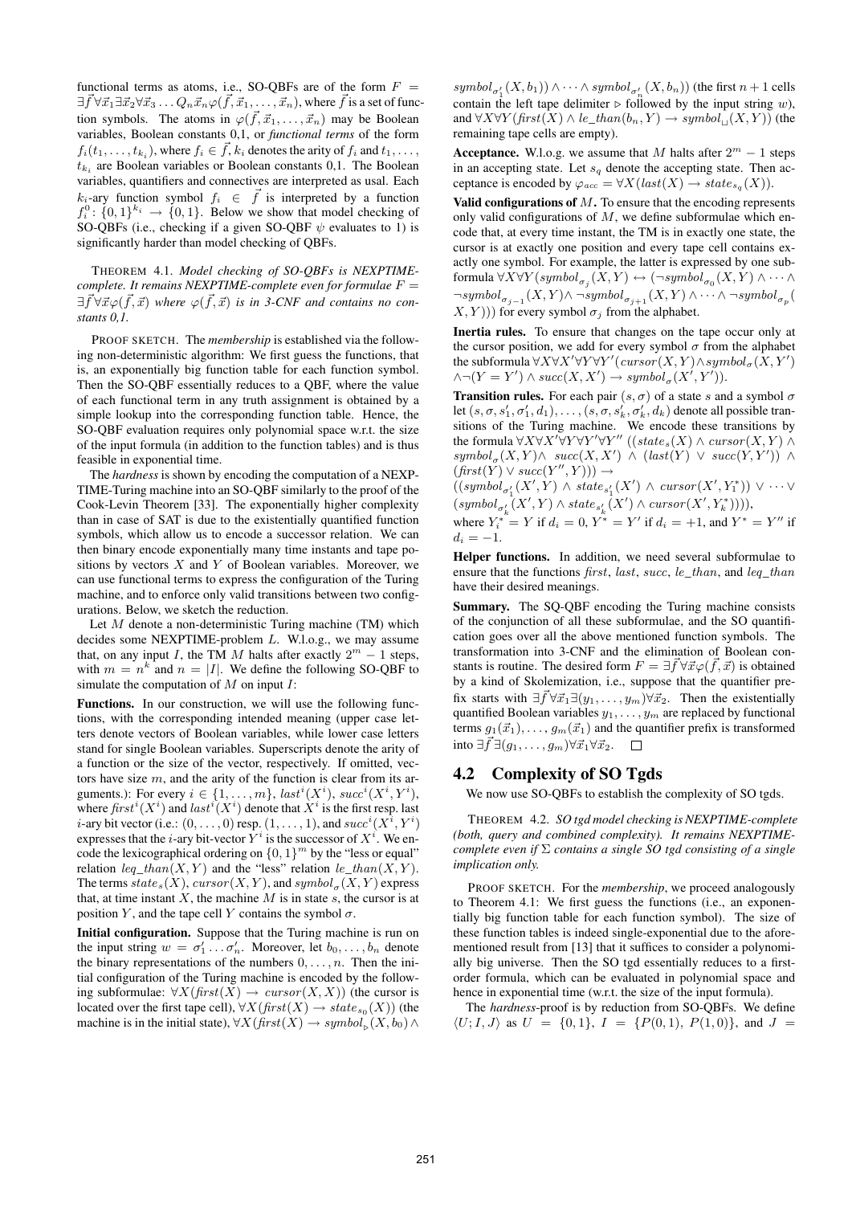functional terms as atoms, i.e., SO-QBFs are of the form $F = \exists\vec{f}\forall\vec{x}_1\exists\vec{x}_2\forall\vec{x}_3\dots Q_n\vec{x}_n\varphi(\vec{f},\vec{x}_1,\dots,\vec{x}_n)$, where $\vec{f}$ is a set of function symbols. The atoms in $\varphi(\vec{f},\vec{x}_1,\dots,\vec{x}_n)$ may be Boolean variables, Boolean constants 0,1, or *functional terms* of the form $f_i(t_1,\dots,t_{k_i})$, where $f_i \in \vec{f}$, $k_i$ denotes the arity of $f_i$ and $t_1,\dots,t_{k_i}$ are Boolean variables or Boolean constants 0,1. The Boolean variables, quantifiers and connectives are interpreted as usual. Each $k_i$-ary function symbol $f_i \in \vec{f}$ is interpreted by a function $f_i^0 : \{0,1\}^{k_i} \to \{0,1\}$. Below we show that model checking of SO-QBFs (i.e., checking if a given SO-QBF $\psi$ evaluates to 1) is significantly harder than model checking of QBFs.

THEOREM 4.1. *Model checking of SO-QBFs is NEXPTIME-complete. It remains NEXPTIME-complete even for formulae $F = \exists\vec{f}\forall\vec{x}\varphi(\vec{f},\vec{x})$ where $\varphi(\vec{f},\vec{x})$ is in 3-CNF and contains no constants 0,1.*

PROOF SKETCH. The *membership* is established via the following non-deterministic algorithm: We first guess the functions, that is, an exponentially big function table for each function symbol. Then the SO-QBF essentially reduces to a QBF, where the value of each functional term in any truth assignment is obtained by a simple lookup into the corresponding function table. Hence, the SO-QBF evaluation requires only polynomial space w.r.t. the size of the input formula (in addition to the function tables) and is thus feasible in exponential time.

The *hardness* is shown by encoding the computation of a NEXPTIME-Turing machine into an SO-QBF similarly to the proof of the Cook-Levin Theorem [33]. The exponentially higher complexity than in case of SAT is due to the existentially quantified function symbols, which allow us to encode a successor relation. We can then binary encode exponentially many time instants and tape positions by vectors $X$ and $Y$ of Boolean variables. Moreover, we can use functional terms to express the configuration of the Turing machine, and to enforce only valid transitions between two configurations. Below, we sketch the reduction.

Let $M$ denote a non-deterministic Turing machine (TM) which decides some NEXPTIME-problem $L$. W.l.o.g., we may assume that, on any input $I$, the TM $M$ halts after exactly $2^m - 1$ steps, with $m = n^k$ and $n = |I|$. We define the following SO-QBF to simulate the computation of $M$ on input $I$:

**Functions.** In our construction, we will use the following functions, with the corresponding intended meaning (upper case letters denote vectors of Boolean variables, while lower case letters stand for single Boolean variables. Superscripts denote the arity of a function or the size of the vector, respectively. If omitted, vectors have size $m$, and the arity of the function is clear from its arguments.): For every $i \in \{1,\dots,m\}$, $first^i(X^i)$, $last^i(X^i)$, $succ^i(X^i,Y^i)$, where $first^i(X^i)$ and $last^i(X^i)$ denote that $X^i$ is the first resp. last $i$-ary bit vector (i.e.: $(0,\dots,0)$ resp. $(1,\dots,1)$, and $succ^i(X^i,Y^i)$ expresses that the $i$-ary bit-vector $Y^i$ is the successor of $X^i$. We encode the lexicographical ordering on $\{0,1\}^m$ by the "less or equal" relation $leq\_than(X,Y)$ and the "less" relation $le\_than(X,Y)$. The terms $state_s(X)$, $cursor(X,Y)$, and $symbol_\sigma(X,Y)$ express that, at time instant $X$, the machine $M$ is in state $s$, the cursor is at position $Y$, and the tape cell $Y$ contains the symbol $\sigma$.

**Initial configuration.** Suppose that the Turing machine is run on the input string $w = \sigma'_1\dots\sigma'_n$. Moreover, let $b_0,\dots,b_n$ denote the binary representations of the numbers $0,\dots,n$. Then the initial configuration of the Turing machine is encoded by the following subformulae: $\forall X(first(X) \to cursor(X,X))$ (the cursor is located over the first tape cell), $\forall X(first(X) \to state_{s_0}(X))$ (the machine is in the initial state), $\forall X(first(X) \to symbol_\triangleright(X,b_0) \wedge symbol_{\sigma'_1}(X,b_1)) \wedge \dots \wedge symbol_{\sigma'_n}(X,b_n))$ (the first $n+1$ cells contain the left tape delimiter $\triangleright$ followed by the input string $w$), and $\forall X\forall Y(first(X) \wedge le\_than(b_n,Y) \to symbol_\sqcup(X,Y))$ (the remaining tape cells are empty).

**Acceptance.** W.l.o.g. we assume that $M$ halts after $2^m - 1$ steps in an accepting state. Let $s_q$ denote the accepting state. Then acceptance is encoded by $\varphi_{acc} = \forall X(last(X) \to state_{s_q}(X))$.

**Valid configurations of $M$.** To ensure that the encoding represents only valid configurations of $M$, we define subformulae which encode that, at every time instant, the TM is in exactly one state, the cursor is at exactly one position and every tape cell contains exactly one symbol. For example, the latter is expressed by one subformula $\forall X\forall Y(symbol_{\sigma_j}(X,Y) \leftrightarrow (\neg symbol_{\sigma_0}(X,Y) \wedge \dots \wedge \neg symbol_{\sigma_{j-1}}(X,Y) \wedge \neg symbol_{\sigma_{j+1}}(X,Y) \wedge \dots \wedge \neg symbol_{\sigma_p}(X,Y)))$ for every symbol $\sigma_j$ from the alphabet.

**Inertia rules.** To ensure that changes on the tape occur only at the cursor position, we add for every symbol $\sigma$ from the alphabet the subformula $\forall X\forall X'\forall Y\forall Y'(cursor(X,Y) \wedge symbol_\sigma(X,Y') \wedge \neg(Y = Y') \wedge succ(X,X') \to symbol_\sigma(X',Y'))$.

**Transition rules.** For each pair $(s,\sigma)$ of a state $s$ and a symbol $\sigma$ let $(s,\sigma,s'_1,\sigma'_1,d_1),\dots,(s,\sigma,s'_k,\sigma'_k,d_k)$ denote all possible transitions of the Turing machine. We encode these transitions by the formula $\forall X\forall X'\forall Y\forall Y'\forall Y''\ ((state_s(X) \wedge cursor(X,Y) \wedge symbol_\sigma(X,Y) \wedge\ succ(X,X') \wedge (last(Y) \vee succ(Y,Y')) \wedge (first(Y) \vee succ(Y'',Y))) \to ((symbol_{\sigma'_1}(X',Y) \wedge state_{s'_1}(X') \wedge cursor(X',Y_1^*)) \vee \dots \vee (symbol_{\sigma'_k}(X',Y) \wedge state_{s'_k}(X') \wedge cursor(X',Y_k^*))))$, where $Y_i^* = Y$ if $d_i = 0$, $Y^* = Y'$ if $d_i = +1$, and $Y^* = Y''$ if $d_i = -1$.

**Helper functions.** In addition, we need several subformulae to ensure that the functions $first$, $last$, $succ$, $le\_than$, and $leq\_than$ have their desired meanings.

**Summary.** The SQ-QBF encoding the Turing machine consists of the conjunction of all these subformulae, and the SO quantification goes over all the above mentioned function symbols. The transformation into 3-CNF and the elimination of Boolean constants is routine. The desired form $F = \exists\vec{f}\forall\vec{x}\varphi(\vec{f},\vec{x})$ is obtained by a kind of Skolemization, i.e., suppose that the quantifier prefix starts with $\exists\vec{f}\forall\vec{x}_1\exists(y_1,\dots,y_m)\forall\vec{x}_2$. Then the existentially quantified Boolean variables $y_1,\dots,y_m$ are replaced by functional terms $g_1(\vec{x}_1),\dots,g_m(\vec{x}_1)$ and the quantifier prefix is transformed into $\exists\vec{f}\exists(g_1,\dots,g_m)\forall\vec{x}_1\forall\vec{x}_2$. $\square$

## 4.2 Complexity of SO Tgds

We now use SO-QBFs to establish the complexity of SO tgds.

THEOREM 4.2. *SO tgd model checking is NEXPTIME-complete (both, query and combined complexity). It remains NEXPTIME-complete even if $\Sigma$ contains a single SO tgd consisting of a single implication only.*

PROOF SKETCH. For the *membership*, we proceed analogously to Theorem 4.1: We first guess the functions (i.e., an exponentially big function table for each function symbol). The size of these function tables is indeed single-exponential due to the aforementioned result from [13] that it suffices to consider a polynomially big universe. Then the SO tgd essentially reduces to a first-order formula, which can be evaluated in polynomial space and hence in exponential time (w.r.t. the size of the input formula).

The *hardness*-proof is by reduction from SO-QBFs. We define $\langle U; I, J\rangle$ as $U = \{0,1\}$, $I = \{P(0,1),\ P(1,0)\}$, and $J =$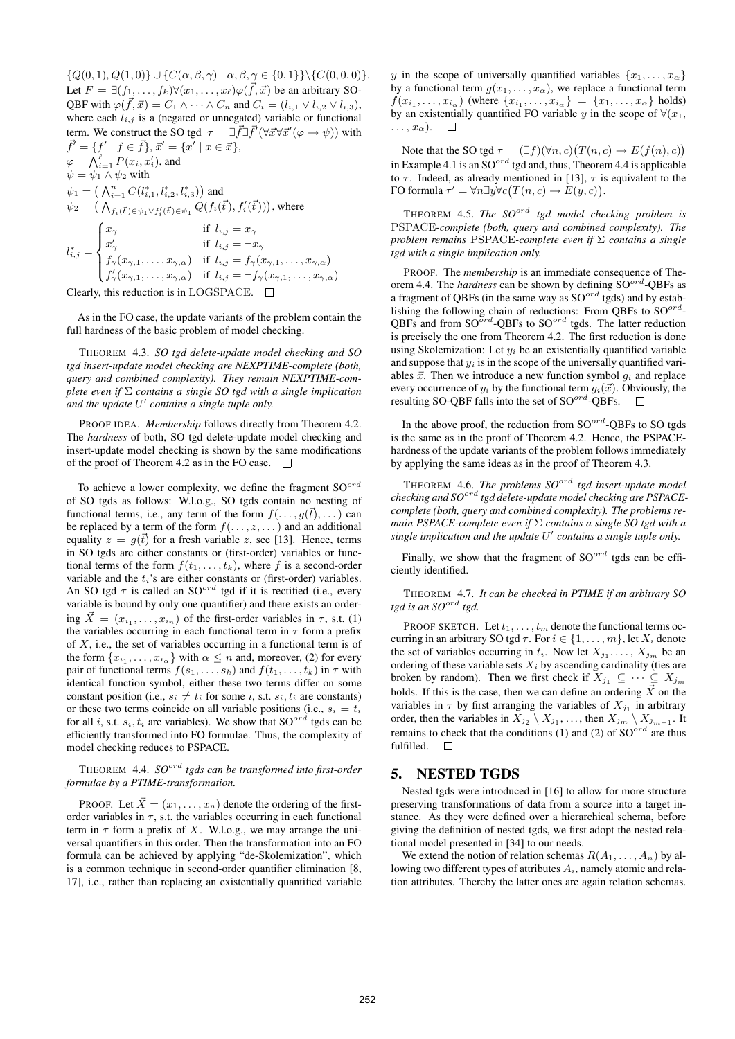$\{Q(0,1), Q(1,0)\} \cup \{C(\alpha,\beta,\gamma) \mid \alpha,\beta,\gamma \in \{0,1\}\} \backslash \{C(0,0,0)\}$. Let $F = \exists(f_1,\dots,f_k)\forall(x_1,\dots,x_\ell)\varphi(\vec{f},\vec{x})$ be an arbitrary SO-QBF with $\varphi(\vec{f},\vec{x}) = C_1 \wedge \dots \wedge C_n$ and $C_i = (l_{i,1} \vee l_{i,2} \vee l_{i,3})$, where each $l_{i,j}$ is a (negated or unnegated) variable or functional term. We construct the SO tgd $\tau = \exists\vec{f}\exists\vec{f}'(\forall\vec{x}\forall\vec{x}'(\varphi \rightarrow \psi))$ with $\vec{f}' = \{f' \mid f \in \vec{f}\}$, $\vec{x}' = \{x' \mid x \in \vec{x}\}$,
$\varphi = \bigwedge_{i=1}^{\ell} P(x_i, x_i')$, and
$\psi = \psi_1 \wedge \psi_2$ with
$\psi_1 = \big(\bigwedge_{i=1}^{n} C(l_{i,1}^*, l_{i,2}^*, l_{i,3}^*)\big)$ and
$\psi_2 = \big(\bigwedge_{f_i(\vec{t}) \in \psi_1 \vee f_i'(\vec{t}) \in \psi_1} Q(f_i(\vec{t}), f_i'(\vec{t}))\big)$, where

$$l_{i,j}^* = \begin{cases} x_\gamma & \text{if } l_{i,j} = x_\gamma \\ x_\gamma' & \text{if } l_{i,j} = \neg x_\gamma \\ f_\gamma(x_{\gamma,1},\dots,x_{\gamma,\alpha}) & \text{if } l_{i,j} = f_\gamma(x_{\gamma,1},\dots,x_{\gamma,\alpha}) \\ f_\gamma'(x_{\gamma,1},\dots,x_{\gamma,\alpha}) & \text{if } l_{i,j} = \neg f_\gamma(x_{\gamma,1},\dots,x_{\gamma,\alpha}) \end{cases}$$

Clearly, this reduction is in LOGSPACE. □

As in the FO case, the update variants of the problem contain the full hardness of the basic problem of model checking.

THEOREM 4.3. *SO tgd delete-update model checking and SO tgd insert-update model checking are NEXPTIME-complete (both, query and combined complexity). They remain NEXPTIME-complete even if $\Sigma$ contains a single SO tgd with a single implication and the update $U'$ contains a single tuple only.*

PROOF IDEA. *Membership* follows directly from Theorem 4.2. The *hardness* of both, SO tgd delete-update model checking and insert-update model checking is shown by the same modifications of the proof of Theorem 4.2 as in the FO case. □

To achieve a lower complexity, we define the fragment $\mathrm{SO}^{ord}$ of SO tgds as follows: W.l.o.g., SO tgds contain no nesting of functional terms, i.e., any term of the form $f(\dots, g(\vec{t}), \dots)$ can be replaced by a term of the form $f(\dots, z, \dots)$ and an additional equality $z = g(\vec{t})$ for a fresh variable $z$, see [13]. Hence, terms in SO tgds are either constants or (first-order) variables or functional terms of the form $f(t_1,\dots,t_k)$, where $f$ is a second-order variable and the $t_i$'s are either constants or (first-order) variables. An SO tgd $\tau$ is called an $\mathrm{SO}^{ord}$ tgd if it is rectified (i.e., every variable is bound by only one quantifier) and there exists an ordering $\vec{X} = (x_{i_1},\dots,x_{i_n})$ of the first-order variables in $\tau$, s.t. (1) the variables occurring in each functional term in $\tau$ form a prefix of $X$, i.e., the set of variables occurring in a functional term is of the form $\{x_{i_1},\dots,x_{i_\alpha}\}$ with $\alpha \leq n$ and, moreover, (2) for every pair of functional terms $f(s_1,\dots,s_k)$ and $f(t_1,\dots,t_k)$ in $\tau$ with identical function symbol, either these two terms differ on some constant position (i.e., $s_i \neq t_i$ for some $i$, s.t. $s_i, t_i$ are constants) or these two terms coincide on all variable positions (i.e., $s_i = t_i$ for all $i$, s.t. $s_i, t_i$ are variables). We show that $\mathrm{SO}^{ord}$ tgds can be efficiently transformed into FO formulae. Thus, the complexity of model checking reduces to PSPACE.

THEOREM 4.4. *$\mathrm{SO}^{ord}$ tgds can be transformed into first-order formulae by a PTIME-transformation.*

PROOF. Let $\vec{X} = (x_1,\dots,x_n)$ denote the ordering of the first-order variables in $\tau$, s.t. the variables occurring in each functional term in $\tau$ form a prefix of $X$. W.l.o.g., we may arrange the universal quantifiers in this order. Then the transformation into an FO formula can be achieved by applying "de-Skolemization", which is a common technique in second-order quantifier elimination [8, 17], i.e., rather than replacing an existentially quantified variable $y$ in the scope of universally quantified variables $\{x_1,\dots,x_\alpha\}$ by a functional term $g(x_1,\dots,x_\alpha)$, we replace a functional term $f(x_{i_1},\dots,x_{i_\alpha})$ (where $\{x_{i_1},\dots,x_{i_\alpha}\} = \{x_1,\dots,x_\alpha\}$ holds) by an existentially quantified FO variable $y$ in the scope of $\forall(x_1, \dots, x_\alpha)$. □

Note that the SO tgd $\tau = (\exists f)(\forall n, c)\big(T(n,c) \rightarrow E(f(n),c)\big)$ in Example 4.1 is an $\mathrm{SO}^{ord}$ tgd and, thus, Theorem 4.4 is applicable to $\tau$. Indeed, as already mentioned in [13], $\tau$ is equivalent to the FO formula $\tau' = \forall n \exists y \forall c\big(T(n,c) \rightarrow E(y,c)\big)$.

THEOREM 4.5. *The $\mathrm{SO}^{ord}$ tgd model checking problem is* PSPACE*-complete (both, query and combined complexity). The problem remains* PSPACE*-complete even if $\Sigma$ contains a single tgd with a single implication only.*

PROOF. The *membership* is an immediate consequence of Theorem 4.4. The *hardness* can be shown by defining $\mathrm{SO}^{ord}$-QBFs as a fragment of QBFs (in the same way as $\mathrm{SO}^{ord}$ tgds) and by establishing the following chain of reductions: From QBFs to $\mathrm{SO}^{ord}$-QBFs and from $\mathrm{SO}^{ord}$-QBFs to $\mathrm{SO}^{ord}$ tgds. The latter reduction is precisely the one from Theorem 4.2. The first reduction is done using Skolemization: Let $y_i$ be an existentially quantified variable and suppose that $y_i$ is in the scope of the universally quantified variables $\vec{x}$. Then we introduce a new function symbol $g_i$ and replace every occurrence of $y_i$ by the functional term $g_i(\vec{x})$. Obviously, the resulting SO-QBF falls into the set of $\mathrm{SO}^{ord}$-QBFs. □

In the above proof, the reduction from $\mathrm{SO}^{ord}$-QBFs to SO tgds is the same as in the proof of Theorem 4.2. Hence, the PSPACE-hardness of the update variants of the problem follows immediately by applying the same ideas as in the proof of Theorem 4.3.

THEOREM 4.6. *The problems $\mathrm{SO}^{ord}$ tgd insert-update model checking and $\mathrm{SO}^{ord}$ tgd delete-update model checking are PSPACE-complete (both, query and combined complexity). The problems remain PSPACE-complete even if $\Sigma$ contains a single SO tgd with a single implication and the update $U'$ contains a single tuple only.*

Finally, we show that the fragment of $\mathrm{SO}^{ord}$ tgds can be efficiently identified.

THEOREM 4.7. *It can be checked in PTIME if an arbitrary SO tgd is an $\mathrm{SO}^{ord}$ tgd.*

PROOF SKETCH. Let $t_1,\dots,t_m$ denote the functional terms occurring in an arbitrary SO tgd $\tau$. For $i \in \{1,\dots,m\}$, let $X_i$ denote the set of variables occurring in $t_i$. Now let $X_{j_1},\dots,X_{j_m}$ be an ordering of these variable sets $X_i$ by ascending cardinality (ties are broken by random). Then we first check if $X_{j_1} \subseteq \dots \subseteq X_{j_m}$ holds. If this is the case, then we can define an ordering $\vec{X}$ on the variables in $\tau$ by first arranging the variables of $X_{j_1}$ in arbitrary order, then the variables in $X_{j_2} \setminus X_{j_1}$, ..., then $X_{j_m} \setminus X_{j_{m-1}}$. It remains to check that the conditions (1) and (2) of $\mathrm{SO}^{ord}$ are thus fulfilled. □

## 5. NESTED TGDS

Nested tgds were introduced in [16] to allow for more structure preserving transformations of data from a source into a target instance. As they were defined over a hierarchical schema, before giving the definition of nested tgds, we first adopt the nested relational model presented in [34] to our needs.

We extend the notion of relation schemas $R(A_1,\dots,A_n)$ by allowing two different types of attributes $A_i$, namely atomic and relation attributes. Thereby the latter ones are again relation schemas.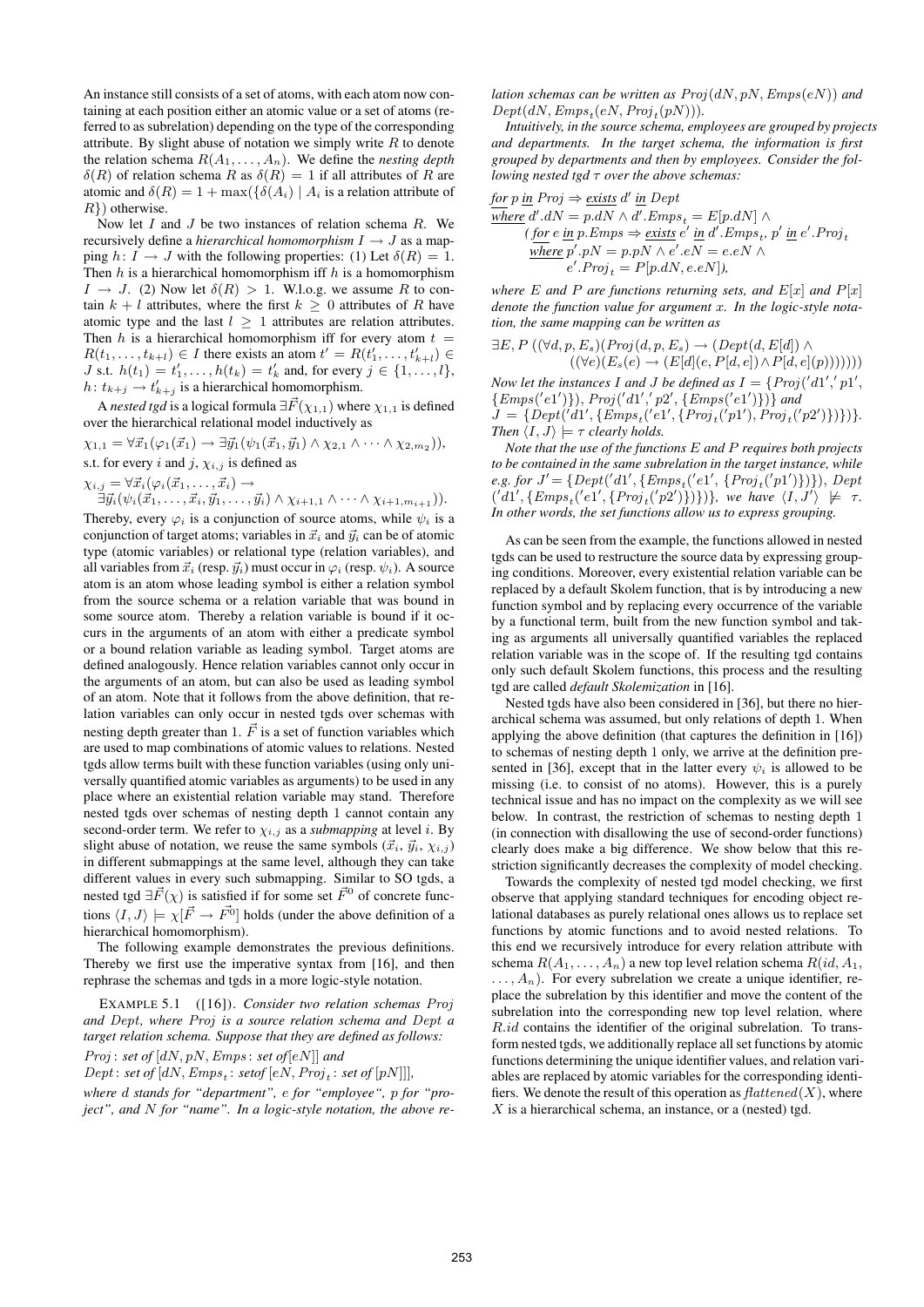An instance still consists of a set of atoms, with each atom now containing at each position either an atomic value or a set of atoms (referred to as subrelation) depending on the type of the corresponding attribute. By slight abuse of notation we simply write $R$ to denote the relation schema $R(A_1, \ldots, A_n)$. We define the *nesting depth* $\delta(R)$ of relation schema $R$ as $\delta(R) = 1$ if all attributes of $R$ are atomic and $\delta(R) = 1 + \max(\{\delta(A_i) \mid A_i$ is a relation attribute of $R\})$ otherwise.

Now let $I$ and $J$ be two instances of relation schema $R$. We recursively define a *hierarchical homomorphism* $I \to J$ as a mapping $h\colon I \to J$ with the following properties: (1) Let $\delta(R) = 1$. Then $h$ is a hierarchical homomorphism iff $h$ is a homomorphism $I \to J$. (2) Now let $\delta(R) > 1$. W.l.o.g. we assume $R$ to contain $k + l$ attributes, where the first $k \geq 0$ attributes of $R$ have atomic type and the last $l \geq 1$ attributes are relation attributes. Then $h$ is a hierarchical homomorphism iff for every atom $t = R(t_1, \ldots, t_{k+l}) \in I$ there exists an atom $t' = R(t'_1, \ldots, t'_{k+l}) \in J$ s.t. $h(t_1) = t'_1, \ldots, h(t_k) = t'_k$ and, for every $j \in \{1, \ldots, l\}$, $h\colon t_{k+j} \to t'_{k+j}$ is a hierarchical homomorphism.

A *nested tgd* is a logical formula $\exists \vec{F}(\chi_{1,1})$ where $\chi_{1,1}$ is defined over the hierarchical relational model inductively as

$$\chi_{1,1} = \forall \vec{x}_1(\varphi_1(\vec{x}_1) \to \exists \vec{y}_1(\psi_1(\vec{x}_1, \vec{y}_1) \wedge \chi_{2,1} \wedge \cdots \wedge \chi_{2,m_2})),$$

s.t. for every $i$ and $j$, $\chi_{i,j}$ is defined as

$$\chi_{i,j} = \forall \vec{x}_i(\varphi_i(\vec{x}_1, \ldots, \vec{x}_i) \to \exists \vec{y}_i(\psi_i(\vec{x}_1, \ldots, \vec{x}_i, \vec{y}_1, \ldots, \vec{y}_i) \wedge \chi_{i+1,1} \wedge \cdots \wedge \chi_{i+1,m_{i+1}})).$$

Thereby, every $\varphi_i$ is a conjunction of source atoms, while $\psi_i$ is a conjunction of target atoms; variables in $\vec{x}_i$ and $\vec{y}_i$ can be of atomic type (atomic variables) or relational type (relation variables), and all variables from $\vec{x}_i$ (resp. $\vec{y}_i$) must occur in $\varphi_i$ (resp. $\psi_i$). A source atom is an atom whose leading symbol is either a relation symbol from the source schema or a relation variable that was bound in some source atom. Thereby a relation variable is bound if it occurs in the arguments of an atom with either a predicate symbol or a bound relation variable as leading symbol. Target atoms are defined analogously. Hence relation variables cannot only occur in the arguments of an atom, but can also be used as leading symbol of an atom. Note that it follows from the above definition, that relation variables can only occur in nested tgds over schemas with nesting depth greater than 1. $\vec{F}$ is a set of function variables which are used to map combinations of atomic values to relations. Nested tgds allow terms built with these function variables (using only universally quantified atomic variables as arguments) to be used in any place where an existential relation variable may stand. Therefore nested tgds over schemas of nesting depth 1 cannot contain any second-order term. We refer to $\chi_{i,j}$ as a *submapping* at level $i$. By slight abuse of notation, we reuse the same symbols ($\vec{x}_i$, $\vec{y}_i$, $\chi_{i,j}$) in different submappings at the same level, although they can take different values in every such submapping. Similar to SO tgds, a nested tgd $\exists \vec{F}(\chi)$ is satisfied if for some set $\vec{F}^0$ of concrete functions $\langle I, J \rangle \models \chi[\vec{F} \to \vec{F}^0]$ holds (under the above definition of a hierarchical homomorphism).

The following example demonstrates the previous definitions. Thereby we first use the imperative syntax from [16], and then rephrase the schemas and tgds in a more logic-style notation.

EXAMPLE 5.1 ([16]). *Consider two relation schemas Proj and Dept, where Proj is a source relation schema and Dept a target relation schema. Suppose that they are defined as follows:*

*Proj: set of $[dN, pN, Emps$: set of $[eN]]$ and*

*Dept: set of $[dN, Emps_t$: setof $[eN, Proj_t$: set of $[pN]]]$,*

*where $d$ stands for "department", $e$ for "employee", $p$ for "project", and $N$ for "name". In a logic-style notation, the above relation schemas can be written as $Proj(dN, pN, Emps(eN))$ and $Dept(dN, Emps_t(eN, Proj_t(pN)))$.*

*Intuitively, in the source schema, employees are grouped by projects and departments. In the target schema, the information is first grouped by departments and then by employees. Consider the following nested tgd $\tau$ over the above schemas:*

*<u>for</u> $p$ <u>in</u> $Proj \Rightarrow$ <u>exists</u> $d'$ <u>in</u> $Dept$*
*<u>where</u> $d'.dN = p.dN \wedge d'.Emps_t = E[p.dN] \wedge$*
*( <u>for</u> $e$ <u>in</u> $p.Emps \Rightarrow$ <u>exists</u> $e'$ <u>in</u> $d'.Emps_t$, $p'$ <u>in</u> $e'.Proj_t$*
*<u>where</u> $p'.pN = p.pN \wedge e'.eN = e.eN \wedge$*
*$e'.Proj_t = P[p.dN, e.eN]$),*

*where $E$ and $P$ are functions returning sets, and $E[x]$ and $P[x]$ denote the function value for argument $x$. In the logic-style notation, the same mapping can be written as*

$$\exists E, P\, ((\forall d, p, E_s)(Proj(d, p, E_s) \to (Dept(d, E[d]) \wedge ((\forall e)(E_s(e) \to (E[d](e, P[d, e]) \wedge P[d, e](p)))))))$$

*Now let the instances $I$ and $J$ be defined as $I = \{Proj('d1', 'p1', \{Emps('e1')\}), Proj('d1', 'p2', \{Emps('e1')\})\}$ and $J = \{Dept('d1', \{Emps_t('e1', \{Proj_t('p1'), Proj_t('p2')\})\})\}$. Then $\langle I, J \rangle \models \tau$ clearly holds.*

*Note that the use of the functions $E$ and $P$ requires both projects to be contained in the same subrelation in the target instance, while e.g. for $J' = \{Dept('d1', \{Emps_t('e1', \{Proj_t('p1')\})\}), Dept('d1', \{Emps_t('e1', \{Proj_t('p2')\})\})\}$, we have $\langle I, J' \rangle \not\models \tau$. In other words, the set functions allow us to express grouping.*

As can be seen from the example, the functions allowed in nested tgds can be used to restructure the source data by expressing grouping conditions. Moreover, every existential relation variable can be replaced by a default Skolem function, that is by introducing a new function symbol and by replacing every occurrence of the variable by a functional term, built from the new function symbol and taking as arguments all universally quantified variables the replaced relation variable was in the scope of. If the resulting tgd contains only such default Skolem functions, this process and the resulting tgd are called *default Skolemization* in [16].

Nested tgds have also been considered in [36], but there no hierarchical schema was assumed, but only relations of depth 1. When applying the above definition (that captures the definition in [16]) to schemas of nesting depth 1 only, we arrive at the definition presented in [36], except that in the latter every $\psi_i$ is allowed to be missing (i.e. to consist of no atoms). However, this is a purely technical issue and has no impact on the complexity as we will see below. In contrast, the restriction of schemas to nesting depth 1 (in connection with disallowing the use of second-order functions) clearly does make a big difference. We show below that this restriction significantly decreases the complexity of model checking.

Towards the complexity of nested tgd model checking, we first observe that applying standard techniques for encoding object relational databases as purely relational ones allows us to replace set functions by atomic functions and to avoid nested relations. To this end we recursively introduce for every relation attribute with schema $R(A_1, \ldots, A_n)$ a new top level relation schema $R(id, A_1, \ldots, A_n)$. For every subrelation we create a unique identifier, replace the subrelation by this identifier and move the content of the subrelation into the corresponding new top level relation, where $R.id$ contains the identifier of the original subrelation. To transform nested tgds, we additionally replace all set functions by atomic functions determining the unique identifier values, and relation variables are replaced by atomic variables for the corresponding identifiers. We denote the result of this operation as $\mathit{flattened}(X)$, where $X$ is a hierarchical schema, an instance, or a (nested) tgd.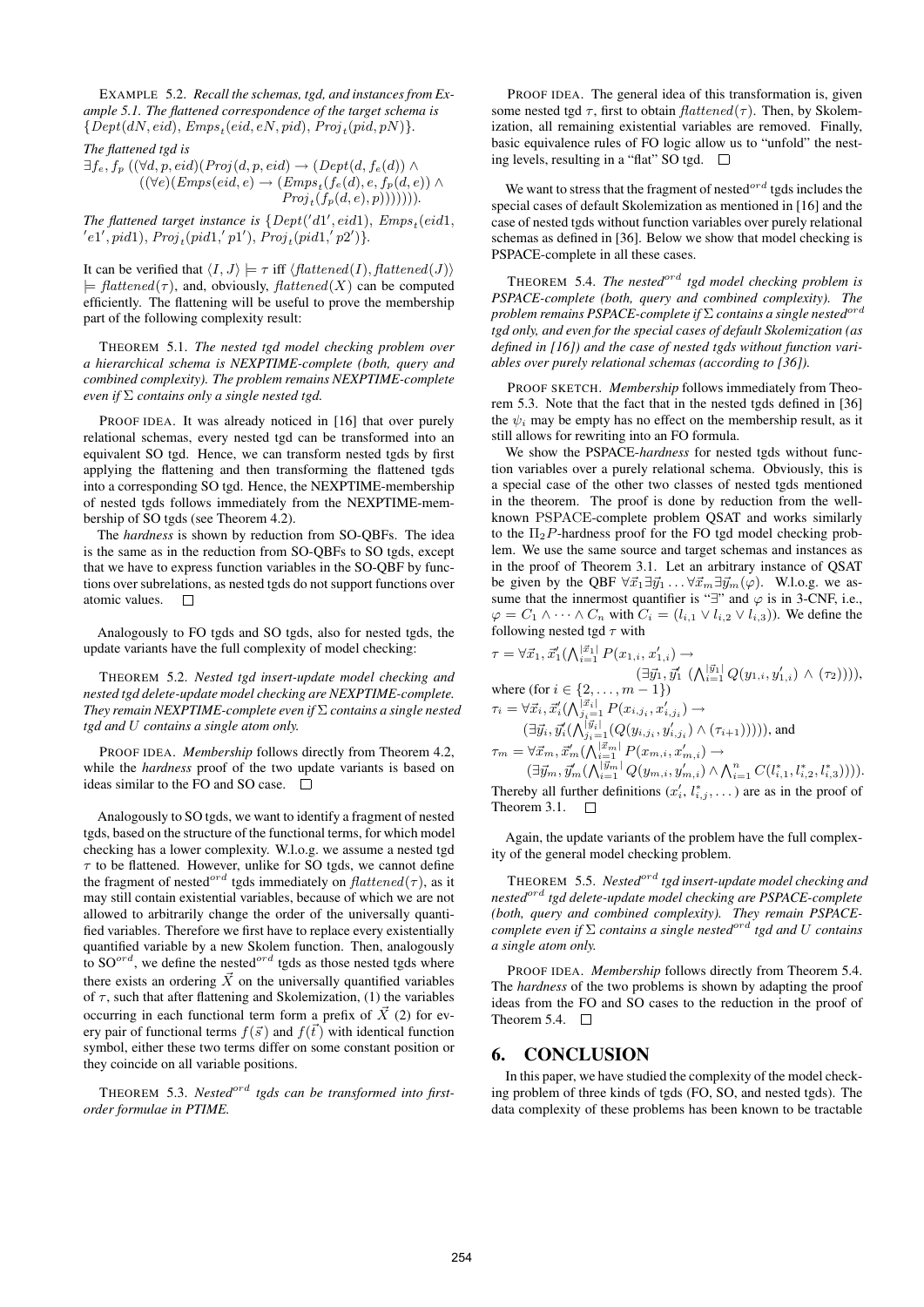EXAMPLE 5.2. *Recall the schemas, tgd, and instances from Example 5.1. The flattened correspondence of the target schema is* $\{Dept(dN, eid),\ Emps_t(eid, eN, pid),\ Proj_t(pid, pN)\}$.

*The flattened tgd is*

$$\exists f_e, f_p\ ((\forall d, p, eid)(Proj(d,p,eid) \rightarrow (Dept(d, f_e(d)) \wedge ((\forall e)(Emps(eid, e) \rightarrow (Emps_t(f_e(d), e, f_p(d,e)) \wedge Proj_t(f_p(d,e), p))))))).$$

*The flattened target instance is* $\{Dept('d1', eid1),\ Emps_t(eid1, 'e1', pid1),\ Proj_t(pid1, 'p1'),\ Proj_t(pid1, 'p2')\}$.

It can be verified that $\langle I, J\rangle \models \tau$ iff $\langle \mathit{flattened}(I), \mathit{flattened}(J)\rangle \models \mathit{flattened}(\tau)$, and, obviously, $\mathit{flattened}(X)$ can be computed efficiently. The flattening will be useful to prove the membership part of the following complexity result:

THEOREM 5.1. *The nested tgd model checking problem over a hierarchical schema is NEXPTIME-complete (both, query and combined complexity). The problem remains NEXPTIME-complete even if $\Sigma$ contains only a single nested tgd.*

PROOF IDEA. It was already noticed in [16] that over purely relational schemas, every nested tgd can be transformed into an equivalent SO tgd. Hence, we can transform nested tgds by first applying the flattening and then transforming the flattened tgds into a corresponding SO tgd. Hence, the NEXPTIME-membership of nested tgds follows immediately from the NEXPTIME-membership of SO tgds (see Theorem 4.2).

The *hardness* is shown by reduction from SO-QBFs. The idea is the same as in the reduction from SO-QBFs to SO tgds, except that we have to express function variables in the SO-QBF by functions over subrelations, as nested tgds do not support functions over atomic values. $\square$

Analogously to FO tgds and SO tgds, also for nested tgds, the update variants have the full complexity of model checking:

THEOREM 5.2. *Nested tgd insert-update model checking and nested tgd delete-update model checking are NEXPTIME-complete. They remain NEXPTIME-complete even if $\Sigma$ contains a single nested tgd and $U$ contains a single atom only.*

PROOF IDEA. *Membership* follows directly from Theorem 4.2, while the *hardness* proof of the two update variants is based on ideas similar to the FO and SO case. $\square$

Analogously to SO tgds, we want to identify a fragment of nested tgds, based on the structure of the functional terms, for which model checking has a lower complexity. W.l.o.g. we assume a nested tgd $\tau$ to be flattened. However, unlike for SO tgds, we cannot define the fragment of nested$^{ord}$ tgds immediately on $\mathit{flattened}(\tau)$, as it may still contain existential variables, because of which we are not allowed to arbitrarily change the order of the universally quantified variables. Therefore we first have to replace every existentially quantified variable by a new Skolem function. Then, analogously to SO$^{ord}$, we define the nested$^{ord}$ tgds as those nested tgds where there exists an ordering $\vec{X}$ on the universally quantified variables of $\tau$, such that after flattening and Skolemization, (1) the variables occurring in each functional term form a prefix of $\vec{X}$ (2) for every pair of functional terms $f(\vec{s})$ and $f(\vec{t})$ with identical function symbol, either these two terms differ on some constant position or they coincide on all variable positions.

THEOREM 5.3. *Nested$^{ord}$ tgds can be transformed into first-order formulae in PTIME.*

PROOF IDEA. The general idea of this transformation is, given some nested tgd $\tau$, first to obtain $\mathit{flattened}(\tau)$. Then, by Skolemization, all remaining existential variables are removed. Finally, basic equivalence rules of FO logic allow us to "unfold" the nesting levels, resulting in a "flat" SO tgd. $\square$

We want to stress that the fragment of nested$^{ord}$ tgds includes the special cases of default Skolemization as mentioned in [16] and the case of nested tgds without function variables over purely relational schemas as defined in [36]. Below we show that model checking is PSPACE-complete in all these cases.

THEOREM 5.4. *The nested$^{ord}$ tgd model checking problem is PSPACE-complete (both, query and combined complexity). The problem remains PSPACE-complete if $\Sigma$ contains a single nested$^{ord}$ tgd only, and even for the special cases of default Skolemization (as defined in [16]) and the case of nested tgds without function variables over purely relational schemas (according to [36]).*

PROOF SKETCH. *Membership* follows immediately from Theorem 5.3. Note that the fact that in the nested tgds defined in [36] the $\psi_i$ may be empty has no effect on the membership result, as it still allows for rewriting into an FO formula.

We show the PSPACE-*hardness* for nested tgds without function variables over a purely relational schema. Obviously, this is a special case of the other two classes of nested tgds mentioned in the theorem. The proof is done by reduction from the well-known PSPACE-complete problem QSAT and works similarly to the $\Pi_2 P$-hardness proof for the FO tgd model checking problem. We use the same source and target schemas and instances as in the proof of Theorem 3.1. Let an arbitrary instance of QSAT be given by the QBF $\forall \vec{x}_1 \exists \vec{y}_1 \ldots \forall \vec{x}_m \exists \vec{y}_m(\varphi)$. W.l.o.g. we assume that the innermost quantifier is "$\exists$" and $\varphi$ is in 3-CNF, i.e., $\varphi = C_1 \wedge \cdots \wedge C_n$ with $C_i = (l_{i,1} \vee l_{i,2} \vee l_{i,3})$). We define the following nested tgd $\tau$ with

$$\tau = \forall \vec{x}_1, \vec{x}'_1 (\textstyle\bigwedge_{i=1}^{|\vec{x}_1|} P(x_{1,i}, x'_{1,i}) \rightarrow (\exists \vec{y}_1, \vec{y}'_1\ (\textstyle\bigwedge_{i=1}^{|\vec{y}_1|} Q(y_{1,i}, y'_{1,i}) \wedge (\tau_2)))),$$

where (for $i \in \{2, \ldots, m-1\}$)

$$\tau_i = \forall \vec{x}_i, \vec{x}'_i (\textstyle\bigwedge_{j_i=1}^{|\vec{x}_i|} P(x_{i,j_i}, x'_{i,j_i}) \rightarrow (\exists \vec{y}_i, \vec{y}'_i (\textstyle\bigwedge_{j_i=1}^{|\vec{y}_i|} (Q(y_{i,j_i}, y'_{i,j_i}) \wedge (\tau_{i+1}))))),$$ and

$$\tau_m = \forall \vec{x}_m, \vec{x}'_m (\textstyle\bigwedge_{i=1}^{|\vec{x}_m|} P(x_{m,i}, x'_{m,i}) \rightarrow (\exists \vec{y}_m, \vec{y}'_m (\textstyle\bigwedge_{i=1}^{|\vec{y}_m|} Q(y_{m,i}, y'_{m,i}) \wedge \textstyle\bigwedge_{i=1}^{n} C(l^*_{i,1}, l^*_{i,2}, l^*_{i,3})))).$$

Thereby all further definitions ($x'_i, l^*_{i,j}, \ldots$) are as in the proof of Theorem 3.1. $\square$

Again, the update variants of the problem have the full complexity of the general model checking problem.

THEOREM 5.5. *Nested$^{ord}$ tgd insert-update model checking and nested$^{ord}$ tgd delete-update model checking are PSPACE-complete (both, query and combined complexity). They remain PSPACE-complete even if $\Sigma$ contains a single nested$^{ord}$ tgd and $U$ contains a single atom only.*

PROOF IDEA. *Membership* follows directly from Theorem 5.4. The *hardness* of the two problems is shown by adapting the proof ideas from the FO and SO cases to the reduction in the proof of Theorem 5.4. $\square$

## 6. CONCLUSION

In this paper, we have studied the complexity of the model checking problem of three kinds of tgds (FO, SO, and nested tgds). The data complexity of these problems has been known to be tractable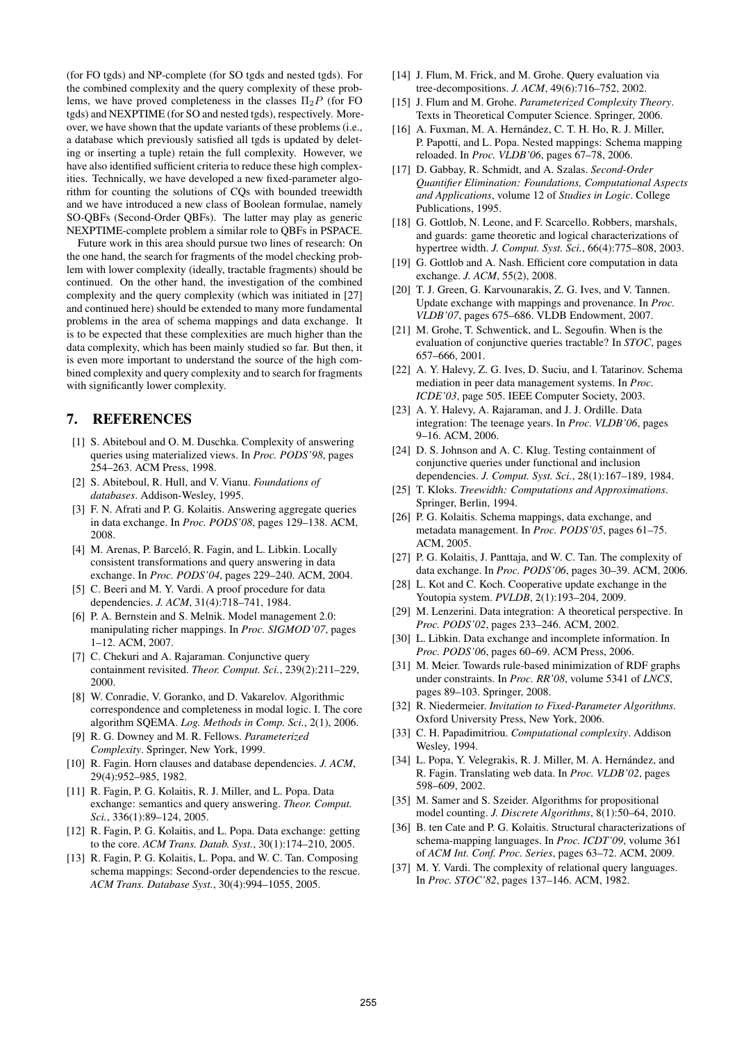(for FO tgds) and NP-complete (for SO tgds and nested tgds). For the combined complexity and the query complexity of these problems, we have proved completeness in the classes $\Pi_2 P$ (for FO tgds) and NEXPTIME (for SO and nested tgds), respectively. Moreover, we have shown that the update variants of these problems (i.e., a database which previously satisfied all tgds is updated by deleting or inserting a tuple) retain the full complexity. However, we have also identified sufficient criteria to reduce these high complexities. Technically, we have developed a new fixed-parameter algorithm for counting the solutions of CQs with bounded treewidth and we have introduced a new class of Boolean formulae, namely SO-QBFs (Second-Order QBFs). The latter may play as generic NEXPTIME-complete problem a similar role to QBFs in PSPACE.

Future work in this area should pursue two lines of research: On the one hand, the search for fragments of the model checking problem with lower complexity (ideally, tractable fragments) should be continued. On the other hand, the investigation of the combined complexity and the query complexity (which was initiated in [27] and continued here) should be extended to many more fundamental problems in the area of schema mappings and data exchange. It is to be expected that these complexities are much higher than the data complexity, which has been mainly studied so far. But then, it is even more important to understand the source of the high combined complexity and query complexity and to search for fragments with significantly lower complexity.

# 7. REFERENCES

[1] S. Abiteboul and O. M. Duschka. Complexity of answering queries using materialized views. In *Proc. PODS'98*, pages 254–263. ACM Press, 1998.

[2] S. Abiteboul, R. Hull, and V. Vianu. *Foundations of databases*. Addison-Wesley, 1995.

[3] F. N. Afrati and P. G. Kolaitis. Answering aggregate queries in data exchange. In *Proc. PODS'08*, pages 129–138. ACM, 2008.

[4] M. Arenas, P. Barceló, R. Fagin, and L. Libkin. Locally consistent transformations and query answering in data exchange. In *Proc. PODS'04*, pages 229–240. ACM, 2004.

[5] C. Beeri and M. Y. Vardi. A proof procedure for data dependencies. *J. ACM*, 31(4):718–741, 1984.

[6] P. A. Bernstein and S. Melnik. Model management 2.0: manipulating richer mappings. In *Proc. SIGMOD'07*, pages 1–12. ACM, 2007.

[7] C. Chekuri and A. Rajaraman. Conjunctive query containment revisited. *Theor. Comput. Sci.*, 239(2):211–229, 2000.

[8] W. Conradie, V. Goranko, and D. Vakarelov. Algorithmic correspondence and completeness in modal logic. I. The core algorithm SQEMA. *Log. Methods in Comp. Sci.*, 2(1), 2006.

[9] R. G. Downey and M. R. Fellows. *Parameterized Complexity*. Springer, New York, 1999.

[10] R. Fagin. Horn clauses and database dependencies. *J. ACM*, 29(4):952–985, 1982.

[11] R. Fagin, P. G. Kolaitis, R. J. Miller, and L. Popa. Data exchange: semantics and query answering. *Theor. Comput. Sci.*, 336(1):89–124, 2005.

[12] R. Fagin, P. G. Kolaitis, and L. Popa. Data exchange: getting to the core. *ACM Trans. Datab. Syst.*, 30(1):174–210, 2005.

[13] R. Fagin, P. G. Kolaitis, L. Popa, and W. C. Tan. Composing schema mappings: Second-order dependencies to the rescue. *ACM Trans. Database Syst.*, 30(4):994–1055, 2005.

[14] J. Flum, M. Frick, and M. Grohe. Query evaluation via tree-decompositions. *J. ACM*, 49(6):716–752, 2002.

[15] J. Flum and M. Grohe. *Parameterized Complexity Theory*. Texts in Theoretical Computer Science. Springer, 2006.

[16] A. Fuxman, M. A. Hernández, C. T. H. Ho, R. J. Miller, P. Papotti, and L. Popa. Nested mappings: Schema mapping reloaded. In *Proc. VLDB'06*, pages 67–78, 2006.

[17] D. Gabbay, R. Schmidt, and A. Szalas. *Second-Order Quantifier Elimination: Foundations, Computational Aspects and Applications*, volume 12 of *Studies in Logic*. College Publications, 1995.

[18] G. Gottlob, N. Leone, and F. Scarcello. Robbers, marshals, and guards: game theoretic and logical characterizations of hypertree width. *J. Comput. Syst. Sci.*, 66(4):775–808, 2003.

[19] G. Gottlob and A. Nash. Efficient core computation in data exchange. *J. ACM*, 55(2), 2008.

[20] T. J. Green, G. Karvounarakis, Z. G. Ives, and V. Tannen. Update exchange with mappings and provenance. In *Proc. VLDB'07*, pages 675–686. VLDB Endowment, 2007.

[21] M. Grohe, T. Schwentick, and L. Segoufin. When is the evaluation of conjunctive queries tractable? In *STOC*, pages 657–666, 2001.

[22] A. Y. Halevy, Z. G. Ives, D. Suciu, and I. Tatarinov. Schema mediation in peer data management systems. In *Proc. ICDE'03*, page 505. IEEE Computer Society, 2003.

[23] A. Y. Halevy, A. Rajaraman, and J. J. Ordille. Data integration: The teenage years. In *Proc. VLDB'06*, pages 9–16. ACM, 2006.

[24] D. S. Johnson and A. C. Klug. Testing containment of conjunctive queries under functional and inclusion dependencies. *J. Comput. Syst. Sci.*, 28(1):167–189, 1984.

[25] T. Kloks. *Treewidth: Computations and Approximations*. Springer, Berlin, 1994.

[26] P. G. Kolaitis. Schema mappings, data exchange, and metadata management. In *Proc. PODS'05*, pages 61–75. ACM, 2005.

[27] P. G. Kolaitis, J. Panttaja, and W. C. Tan. The complexity of data exchange. In *Proc. PODS'06*, pages 30–39. ACM, 2006.

[28] L. Kot and C. Koch. Cooperative update exchange in the Youtopia system. *PVLDB*, 2(1):193–204, 2009.

[29] M. Lenzerini. Data integration: A theoretical perspective. In *Proc. PODS'02*, pages 233–246. ACM, 2002.

[30] L. Libkin. Data exchange and incomplete information. In *Proc. PODS'06*, pages 60–69. ACM Press, 2006.

[31] M. Meier. Towards rule-based minimization of RDF graphs under constraints. In *Proc. RR'08*, volume 5341 of *LNCS*, pages 89–103. Springer, 2008.

[32] R. Niedermeier. *Invitation to Fixed-Parameter Algorithms*. Oxford University Press, New York, 2006.

[33] C. H. Papadimitriou. *Computational complexity*. Addison Wesley, 1994.

[34] L. Popa, Y. Velegrakis, R. J. Miller, M. A. Hernández, and R. Fagin. Translating web data. In *Proc. VLDB'02*, pages 598–609, 2002.

[35] M. Samer and S. Szeider. Algorithms for propositional model counting. *J. Discrete Algorithms*, 8(1):50–64, 2010.

[36] B. ten Cate and P. G. Kolaitis. Structural characterizations of schema-mapping languages. In *Proc. ICDT'09*, volume 361 of *ACM Int. Conf. Proc. Series*, pages 63–72. ACM, 2009.

[37] M. Y. Vardi. The complexity of relational query languages. In *Proc. STOC'82*, pages 137–146. ACM, 1982.